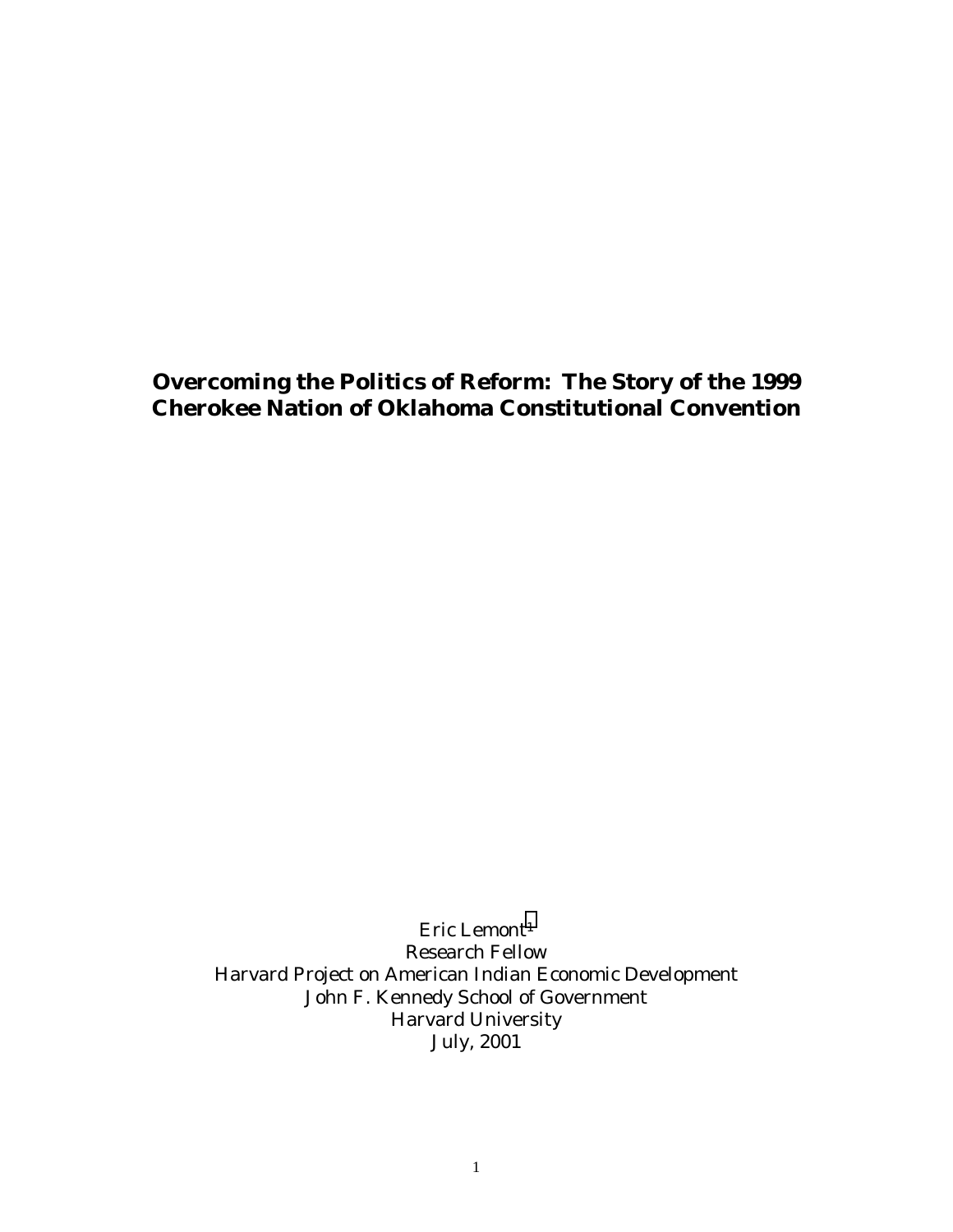# Overcoming the Politics of Reform: The Story of the 1999 Cherokee Nation of Oklahoma Constitutional Convention

Eric Lemont[1]
Research Fellow
Harvard Project on American Indian Economic Development
John F. Kennedy School of Government
Harvard University
July, 2001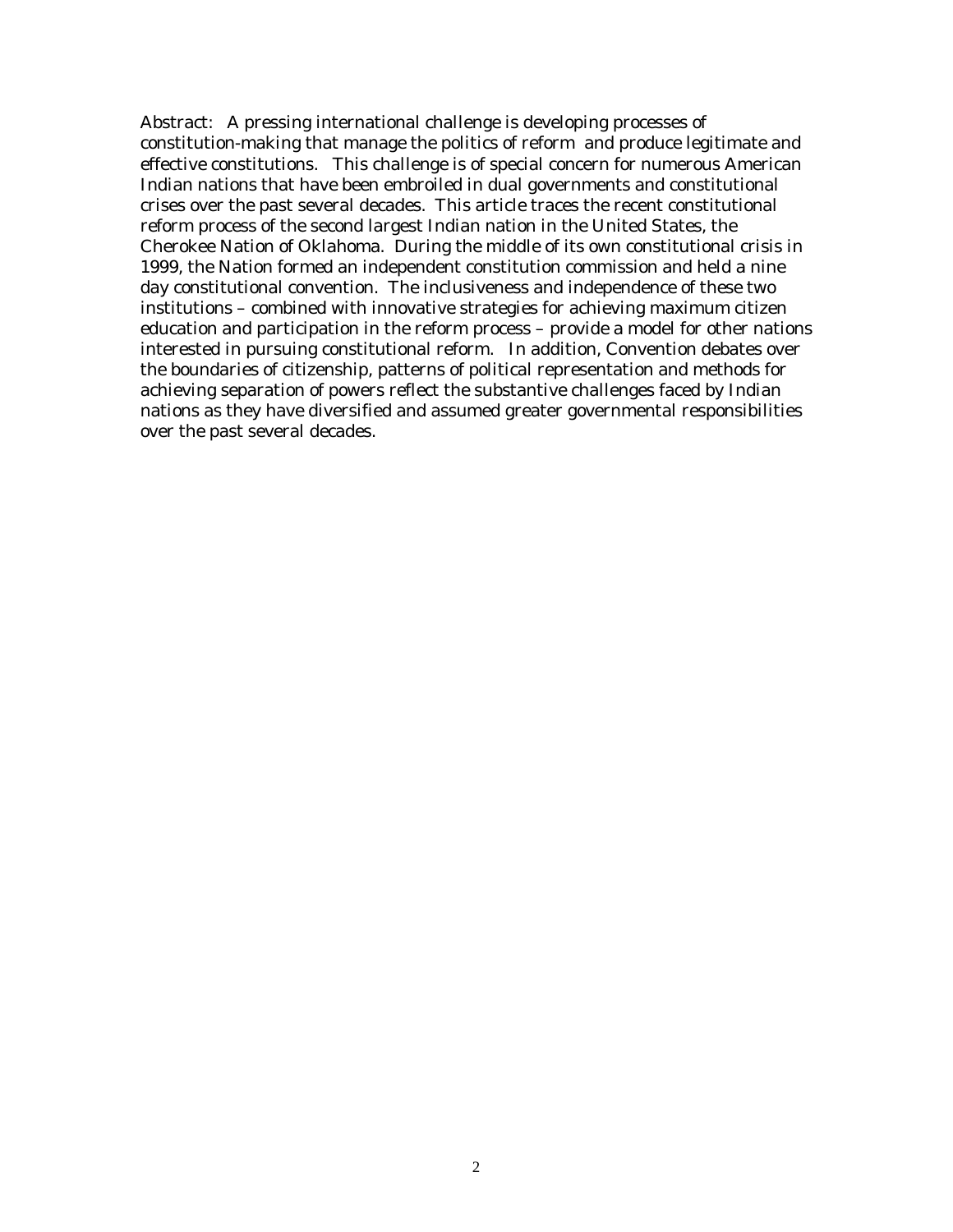Abstract: A pressing international challenge is developing processes of constitution-making that manage the politics of reform and produce legitimate and effective constitutions. This challenge is of special concern for numerous American Indian nations that have been embroiled in dual governments and constitutional crises over the past several decades. This article traces the recent constitutional reform process of the second largest Indian nation in the United States, the Cherokee Nation of Oklahoma. During the middle of its own constitutional crisis in 1999, the Nation formed an independent constitution commission and held a nine day constitutional convention. The inclusiveness and independence of these two institutions – combined with innovative strategies for achieving maximum citizen education and participation in the reform process – provide a model for other nations interested in pursuing constitutional reform. In addition, Convention debates over the boundaries of citizenship, patterns of political representation and methods for achieving separation of powers reflect the substantive challenges faced by Indian nations as they have diversified and assumed greater governmental responsibilities over the past several decades.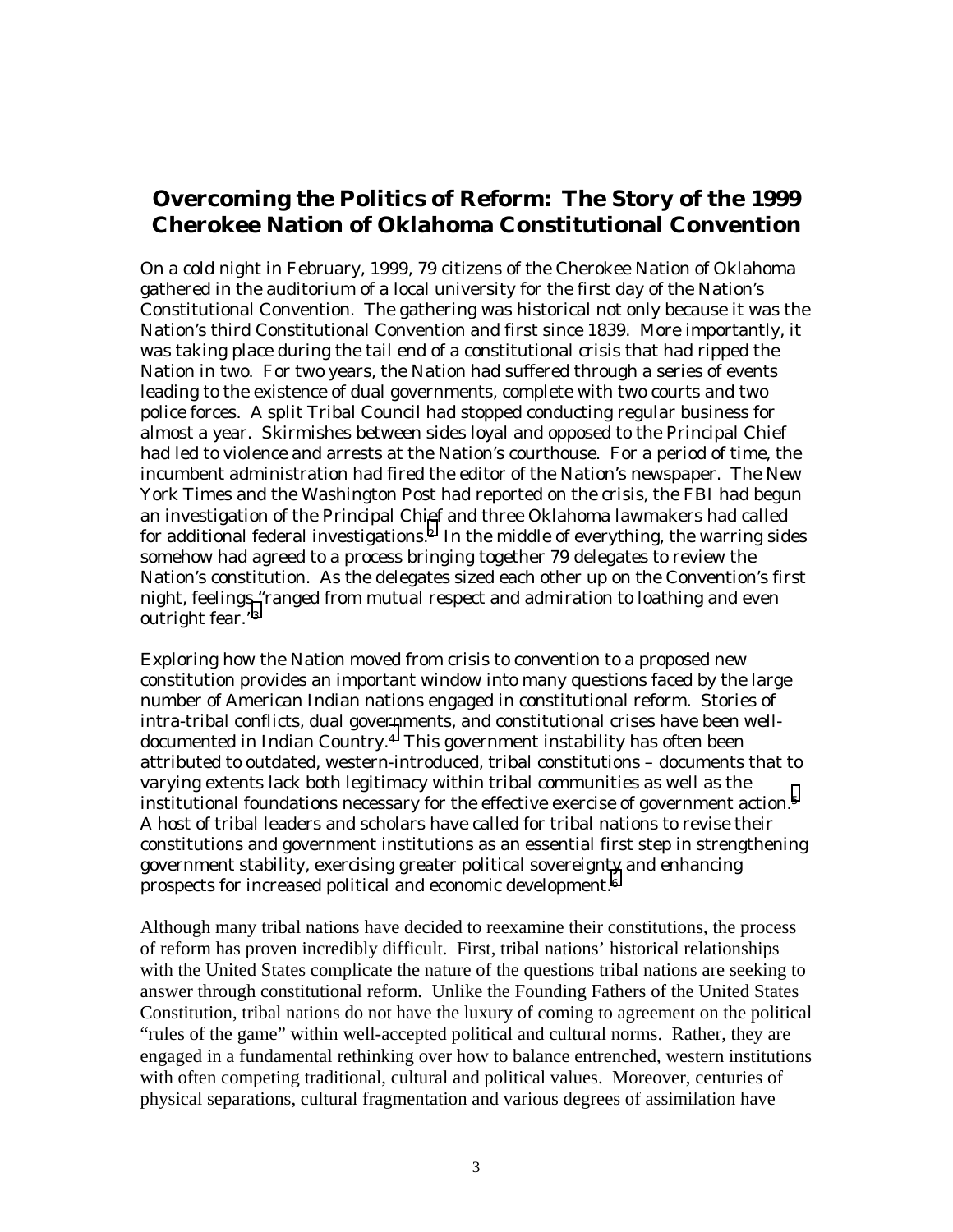## Overcoming the Politics of Reform: The Story of the 1999 Cherokee Nation of Oklahoma Constitutional Convention

On a cold night in February, 1999, 79 citizens of the Cherokee Nation of Oklahoma gathered in the auditorium of a local university for the first day of the Nation's Constitutional Convention. The gathering was historical not only because it was the Nation's third Constitutional Convention and first since 1839. More importantly, it was taking place during the tail end of a constitutional crisis that had ripped the Nation in two. For two years, the Nation had suffered through a series of events leading to the existence of dual governments, complete with two courts and two police forces. A split Tribal Council had stopped conducting regular business for almost a year. Skirmishes between sides loyal and opposed to the Principal Chief had led to violence and arrests at the Nation's courthouse. For a period of time, the incumbent administration had fired the editor of the Nation's newspaper. The New York Times and the Washington Post had reported on the crisis, the FBI had begun an investigation of the Principal Chief and three Oklahoma lawmakers had called for additional federal investigations.[2] In the middle of everything, the warring sides somehow had agreed to a process bringing together 79 delegates to review the Nation's constitution. As the delegates sized each other up on the Convention's first night, feelings "ranged from mutual respect and admiration to loathing and even outright fear."[3]

Exploring how the Nation moved from crisis to convention to a proposed new constitution provides an important window into many questions faced by the large number of American Indian nations engaged in constitutional reform. Stories of intra-tribal conflicts, dual governments, and constitutional crises have been well-documented in Indian Country.[4] This government instability has often been attributed to outdated, western-introduced, tribal constitutions – documents that to varying extents lack both legitimacy within tribal communities as well as the institutional foundations necessary for the effective exercise of government action.[5] A host of tribal leaders and scholars have called for tribal nations to revise their constitutions and government institutions as an essential first step in strengthening government stability, exercising greater political sovereignty and enhancing prospects for increased political and economic development.[6]

Although many tribal nations have decided to reexamine their constitutions, the process of reform has proven incredibly difficult. First, tribal nations' historical relationships with the United States complicate the nature of the questions tribal nations are seeking to answer through constitutional reform. Unlike the Founding Fathers of the United States Constitution, tribal nations do not have the luxury of coming to agreement on the political "rules of the game" within well-accepted political and cultural norms. Rather, they are engaged in a fundamental rethinking over how to balance entrenched, western institutions with often competing traditional, cultural and political values. Moreover, centuries of physical separations, cultural fragmentation and various degrees of assimilation have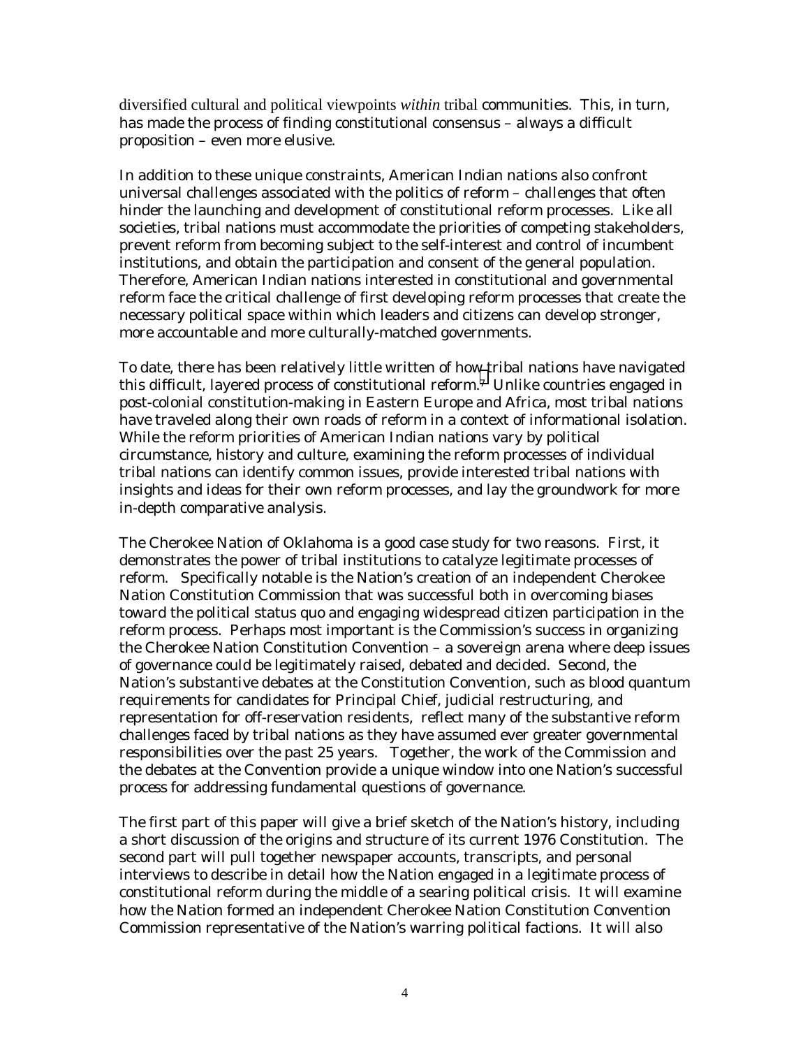diversified cultural and political viewpoints *within* tribal communities. This, in turn, has made the process of finding constitutional consensus – always a difficult proposition – even more elusive.

In addition to these unique constraints, American Indian nations also confront universal challenges associated with the politics of reform – challenges that often hinder the launching and development of constitutional reform processes. Like all societies, tribal nations must accommodate the priorities of competing stakeholders, prevent reform from becoming subject to the self-interest and control of incumbent institutions, and obtain the participation and consent of the general population. Therefore, American Indian nations interested in constitutional and governmental reform face the critical challenge of first developing reform processes that create the necessary political space within which leaders and citizens can develop stronger, more accountable and more culturally-matched governments.

To date, there has been relatively little written of how tribal nations have navigated this difficult, layered process of constitutional reform.[7] Unlike countries engaged in post-colonial constitution-making in Eastern Europe and Africa, most tribal nations have traveled along their own roads of reform in a context of informational isolation. While the reform priorities of American Indian nations vary by political circumstance, history and culture, examining the reform processes of individual tribal nations can identify common issues, provide interested tribal nations with insights and ideas for their own reform processes, and lay the groundwork for more in-depth comparative analysis.

The Cherokee Nation of Oklahoma is a good case study for two reasons. First, it demonstrates the power of tribal institutions to catalyze legitimate processes of reform. Specifically notable is the Nation's creation of an independent Cherokee Nation Constitution Commission that was successful both in overcoming biases toward the political status quo and engaging widespread citizen participation in the reform process. Perhaps most important is the Commission's success in organizing the Cherokee Nation Constitution Convention – a sovereign arena where deep issues of governance could be legitimately raised, debated and decided. Second, the Nation's substantive debates at the Constitution Convention, such as blood quantum requirements for candidates for Principal Chief, judicial restructuring, and representation for off-reservation residents, reflect many of the substantive reform challenges faced by tribal nations as they have assumed ever greater governmental responsibilities over the past 25 years. Together, the work of the Commission and the debates at the Convention provide a unique window into one Nation's successful process for addressing fundamental questions of governance.

The first part of this paper will give a brief sketch of the Nation's history, including a short discussion of the origins and structure of its current 1976 Constitution. The second part will pull together newspaper accounts, transcripts, and personal interviews to describe in detail how the Nation engaged in a legitimate process of constitutional reform during the middle of a searing political crisis. It will examine how the Nation formed an independent Cherokee Nation Constitution Convention Commission representative of the Nation's warring political factions. It will also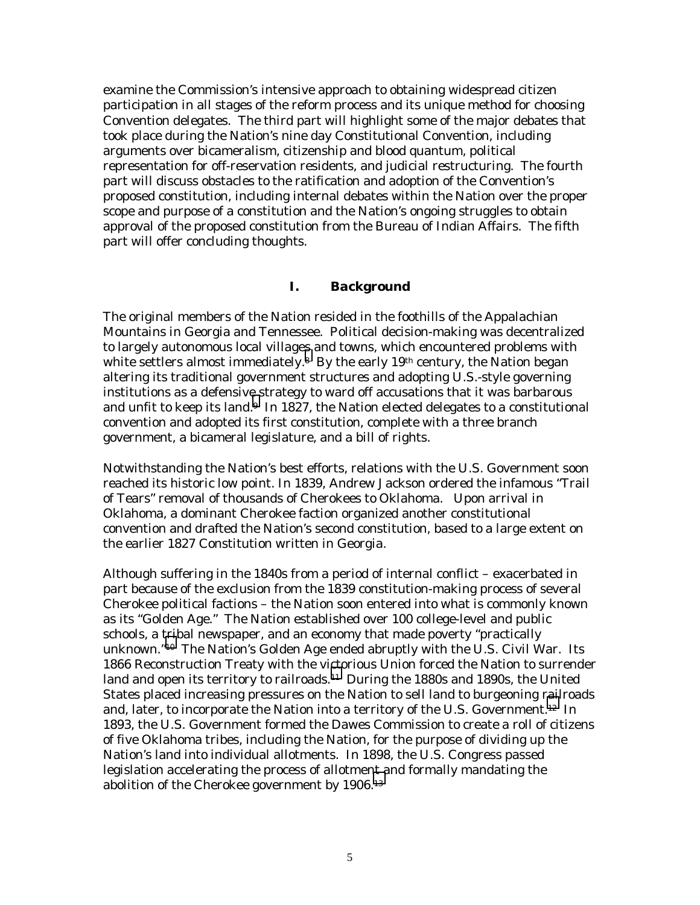examine the Commission's intensive approach to obtaining widespread citizen participation in all stages of the reform process and its unique method for choosing Convention delegates. The third part will highlight some of the major debates that took place during the Nation's nine day Constitutional Convention, including arguments over bicameralism, citizenship and blood quantum, political representation for off-reservation residents, and judicial restructuring. The fourth part will discuss obstacles to the ratification and adoption of the Convention's proposed constitution, including internal debates within the Nation over the proper scope and purpose of a constitution and the Nation's ongoing struggles to obtain approval of the proposed constitution from the Bureau of Indian Affairs. The fifth part will offer concluding thoughts.

## I. Background

The original members of the Nation resided in the foothills of the Appalachian Mountains in Georgia and Tennessee. Political decision-making was decentralized to largely autonomous local villages and towns, which encountered problems with white settlers almost immediately.[8] By the early 19th century, the Nation began altering its traditional government structures and adopting U.S.-style governing institutions as a defensive strategy to ward off accusations that it was barbarous and unfit to keep its land.[9] In 1827, the Nation elected delegates to a constitutional convention and adopted its first constitution, complete with a three branch government, a bicameral legislature, and a bill of rights.

Notwithstanding the Nation's best efforts, relations with the U.S. Government soon reached its historic low point. In 1839, Andrew Jackson ordered the infamous "Trail of Tears" removal of thousands of Cherokees to Oklahoma. Upon arrival in Oklahoma, a dominant Cherokee faction organized another constitutional convention and drafted the Nation's second constitution, based to a large extent on the earlier 1827 Constitution written in Georgia.

Although suffering in the 1840s from a period of internal conflict – exacerbated in part because of the exclusion from the 1839 constitution-making process of several Cherokee political factions – the Nation soon entered into what is commonly known as its "Golden Age." The Nation established over 100 college-level and public schools, a tribal newspaper, and an economy that made poverty "practically unknown."[10] The Nation's Golden Age ended abruptly with the U.S. Civil War. Its 1866 Reconstruction Treaty with the victorious Union forced the Nation to surrender land and open its territory to railroads.[11] During the 1880s and 1890s, the United States placed increasing pressures on the Nation to sell land to burgeoning railroads and, later, to incorporate the Nation into a territory of the U.S. Government.[12] In 1893, the U.S. Government formed the Dawes Commission to create a roll of citizens of five Oklahoma tribes, including the Nation, for the purpose of dividing up the Nation's land into individual allotments. In 1898, the U.S. Congress passed legislation accelerating the process of allotment and formally mandating the abolition of the Cherokee government by 1906.[13]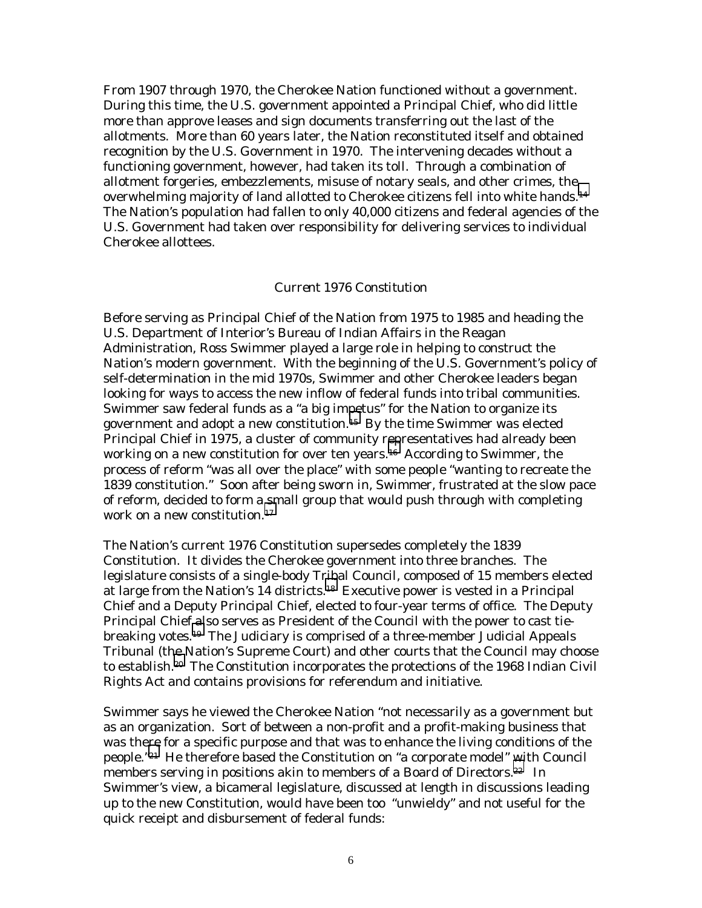From 1907 through 1970, the Cherokee Nation functioned without a government. During this time, the U.S. government appointed a Principal Chief, who did little more than approve leases and sign documents transferring out the last of the allotments. More than 60 years later, the Nation reconstituted itself and obtained recognition by the U.S. Government in 1970. The intervening decades without a functioning government, however, had taken its toll. Through a combination of allotment forgeries, embezzlements, misuse of notary seals, and other crimes, the overwhelming majority of land allotted to Cherokee citizens fell into white hands.[14] The Nation's population had fallen to only 40,000 citizens and federal agencies of the U.S. Government had taken over responsibility for delivering services to individual Cherokee allottees.

## Current 1976 Constitution

Before serving as Principal Chief of the Nation from 1975 to 1985 and heading the U.S. Department of Interior's Bureau of Indian Affairs in the Reagan Administration, Ross Swimmer played a large role in helping to construct the Nation's modern government. With the beginning of the U.S. Government's policy of self-determination in the mid 1970s, Swimmer and other Cherokee leaders began looking for ways to access the new inflow of federal funds into tribal communities. Swimmer saw federal funds as a "a big impetus" for the Nation to organize its government and adopt a new constitution.[15] By the time Swimmer was elected Principal Chief in 1975, a cluster of community representatives had already been working on a new constitution for over ten years.[16] According to Swimmer, the process of reform "was all over the place" with some people "wanting to recreate the 1839 constitution." Soon after being sworn in, Swimmer, frustrated at the slow pace of reform, decided to form a small group that would push through with completing work on a new constitution.[17]

The Nation's current 1976 Constitution supersedes completely the 1839 Constitution. It divides the Cherokee government into three branches. The legislature consists of a single-body Tribal Council, composed of 15 members elected at large from the Nation's 14 districts.[18] Executive power is vested in a Principal Chief and a Deputy Principal Chief, elected to four-year terms of office. The Deputy Principal Chief also serves as President of the Council with the power to cast tie-breaking votes.[19] The Judiciary is comprised of a three-member Judicial Appeals Tribunal (the Nation's Supreme Court) and other courts that the Council may choose to establish.[20] The Constitution incorporates the protections of the 1968 Indian Civil Rights Act and contains provisions for referendum and initiative.

Swimmer says he viewed the Cherokee Nation "not necessarily as a government but as an organization. Sort of between a non-profit and a profit-making business that was there for a specific purpose and that was to enhance the living conditions of the people."[21] He therefore based the Constitution on "a corporate model" with Council members serving in positions akin to members of a Board of Directors.[22] In Swimmer's view, a bicameral legislature, discussed at length in discussions leading up to the new Constitution, would have been too "unwieldy" and not useful for the quick receipt and disbursement of federal funds: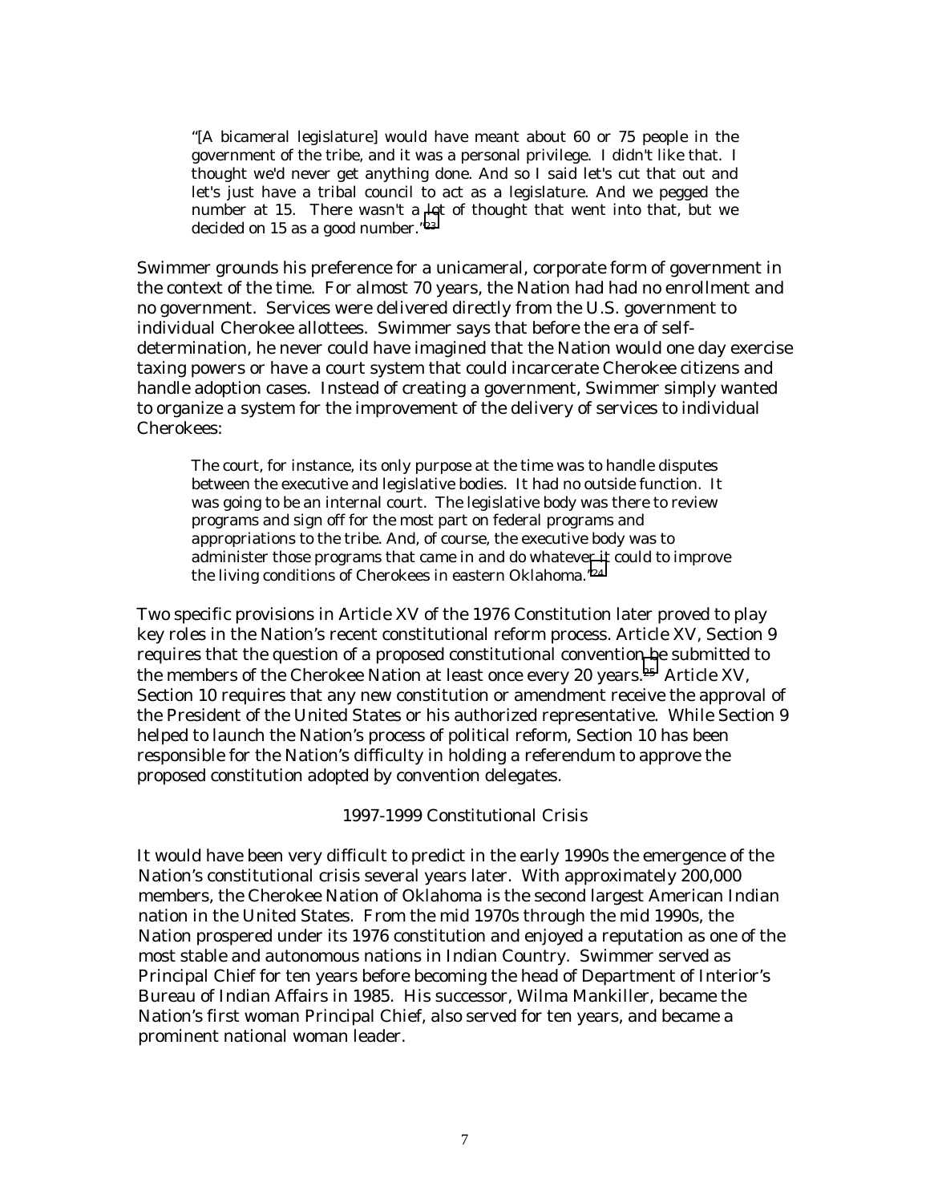> "[A bicameral legislature] would have meant about 60 or 75 people in the government of the tribe, and it was a personal privilege. I didn't like that. I thought we'd never get anything done. And so I said let's cut that out and let's just have a tribal council to act as a legislature. And we pegged the number at 15. There wasn't a lot of thought that went into that, but we decided on 15 as a good number."[23]

Swimmer grounds his preference for a unicameral, corporate form of government in the context of the time. For almost 70 years, the Nation had had no enrollment and no government. Services were delivered directly from the U.S. government to individual Cherokee allottees. Swimmer says that before the era of self-determination, he never could have imagined that the Nation would one day exercise taxing powers or have a court system that could incarcerate Cherokee citizens and handle adoption cases. Instead of creating a government, Swimmer simply wanted to organize a system for the improvement of the delivery of services to individual Cherokees:

> The court, for instance, its only purpose at the time was to handle disputes between the executive and legislative bodies. It had no outside function. It was going to be an internal court. The legislative body was there to review programs and sign off for the most part on federal programs and appropriations to the tribe. And, of course, the executive body was to administer those programs that came in and do whatever it could to improve the living conditions of Cherokees in eastern Oklahoma."[24]

Two specific provisions in Article XV of the 1976 Constitution later proved to play key roles in the Nation's recent constitutional reform process. Article XV, Section 9 requires that the question of a proposed constitutional convention be submitted to the members of the Cherokee Nation at least once every 20 years.[25] Article XV, Section 10 requires that any new constitution or amendment receive the approval of the President of the United States or his authorized representative. While Section 9 helped to launch the Nation's process of political reform, Section 10 has been responsible for the Nation's difficulty in holding a referendum to approve the proposed constitution adopted by convention delegates.

## 1997-1999 Constitutional Crisis

It would have been very difficult to predict in the early 1990s the emergence of the Nation's constitutional crisis several years later. With approximately 200,000 members, the Cherokee Nation of Oklahoma is the second largest American Indian nation in the United States. From the mid 1970s through the mid 1990s, the Nation prospered under its 1976 constitution and enjoyed a reputation as one of the most stable and autonomous nations in Indian Country. Swimmer served as Principal Chief for ten years before becoming the head of Department of Interior's Bureau of Indian Affairs in 1985. His successor, Wilma Mankiller, became the Nation's first woman Principal Chief, also served for ten years, and became a prominent national woman leader.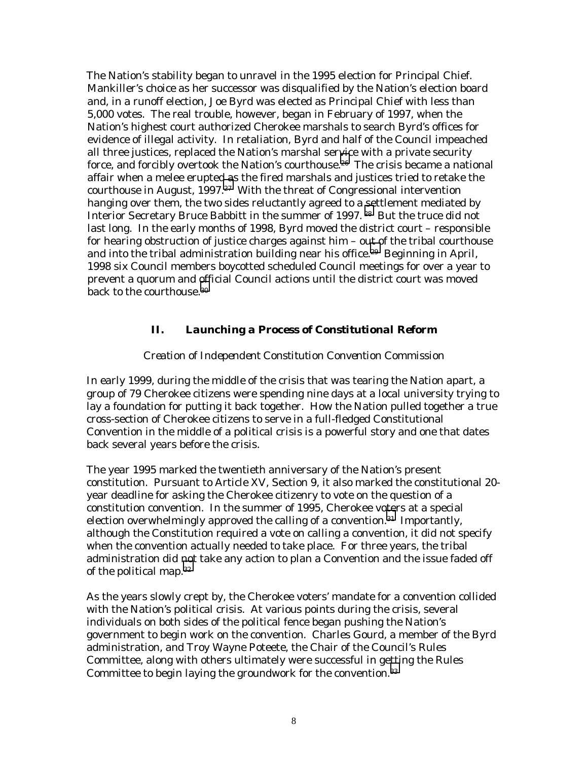The Nation's stability began to unravel in the 1995 election for Principal Chief. Mankiller's choice as her successor was disqualified by the Nation's election board and, in a runoff election, Joe Byrd was elected as Principal Chief with less than 5,000 votes. The real trouble, however, began in February of 1997, when the Nation's highest court authorized Cherokee marshals to search Byrd's offices for evidence of illegal activity. In retaliation, Byrd and half of the Council impeached all three justices, replaced the Nation's marshal service with a private security force, and forcibly overtook the Nation's courthouse.[26] The crisis became a national affair when a melee erupted as the fired marshals and justices tried to retake the courthouse in August, 1997.[27] With the threat of Congressional intervention hanging over them, the two sides reluctantly agreed to a settlement mediated by Interior Secretary Bruce Babbitt in the summer of 1997.[28] But the truce did not last long. In the early months of 1998, Byrd moved the district court – responsible for hearing obstruction of justice charges against him – out of the tribal courthouse and into the tribal administration building near his office.[29] Beginning in April, 1998 six Council members boycotted scheduled Council meetings for over a year to prevent a quorum and official Council actions until the district court was moved back to the courthouse.[30]

## II. Launching a Process of Constitutional Reform

*Creation of Independent Constitution Convention Commission*

In early 1999, during the middle of the crisis that was tearing the Nation apart, a group of 79 Cherokee citizens were spending nine days at a local university trying to lay a foundation for putting it back together. How the Nation pulled together a true cross-section of Cherokee citizens to serve in a full-fledged Constitutional Convention in the middle of a political crisis is a powerful story and one that dates back several years before the crisis.

The year 1995 marked the twentieth anniversary of the Nation's present constitution. Pursuant to Article XV, Section 9, it also marked the constitutional 20-year deadline for asking the Cherokee citizenry to vote on the question of a constitution convention. In the summer of 1995, Cherokee voters at a special election overwhelmingly approved the calling of a convention.[31] Importantly, although the Constitution required a vote on calling a convention, it did not specify when the convention actually needed to take place. For three years, the tribal administration did not take any action to plan a Convention and the issue faded off of the political map.[32]

As the years slowly crept by, the Cherokee voters' mandate for a convention collided with the Nation's political crisis. At various points during the crisis, several individuals on both sides of the political fence began pushing the Nation's government to begin work on the convention. Charles Gourd, a member of the Byrd administration, and Troy Wayne Poteete, the Chair of the Council's Rules Committee, along with others ultimately were successful in getting the Rules Committee to begin laying the groundwork for the convention.[33]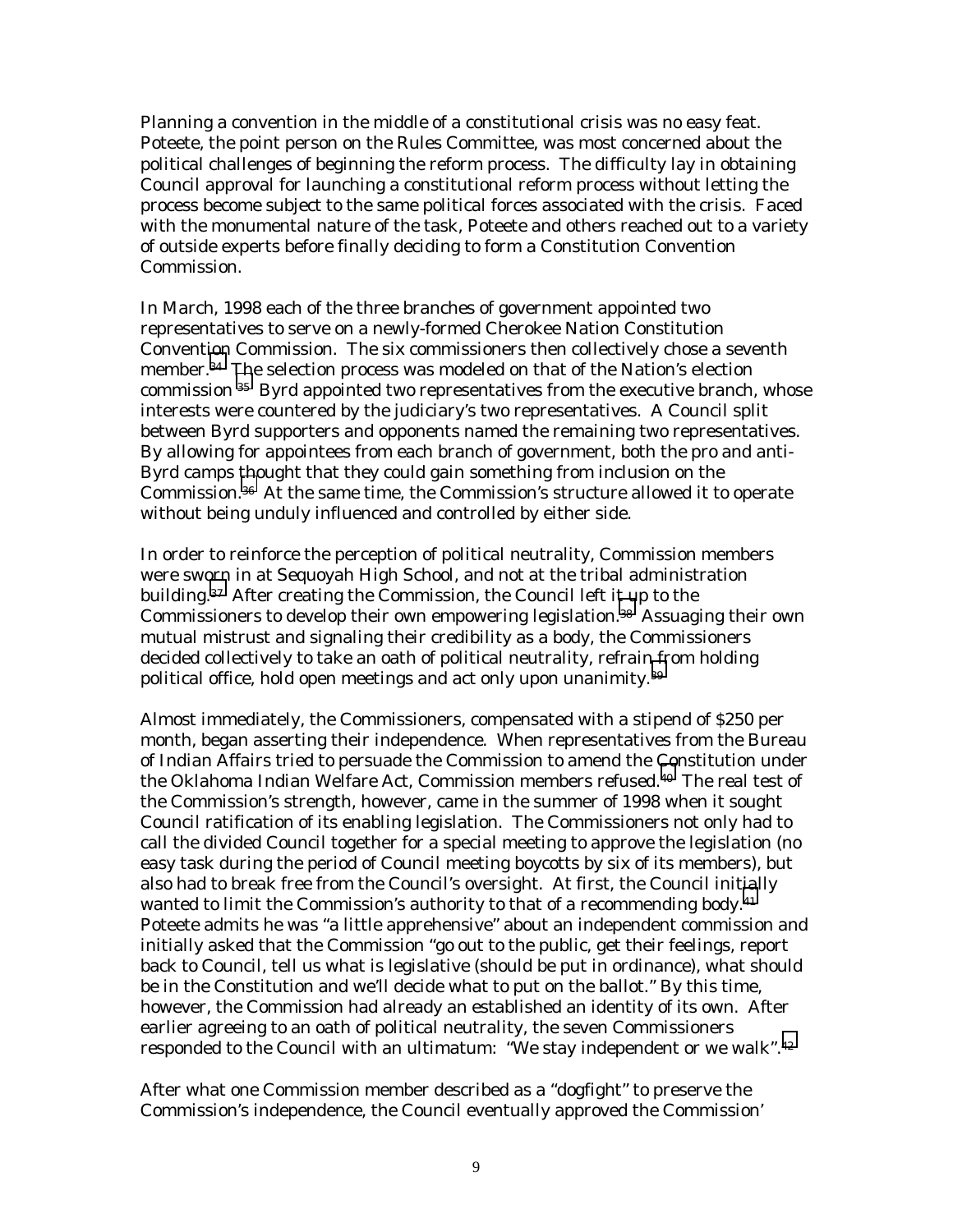Planning a convention in the middle of a constitutional crisis was no easy feat. Poteete, the point person on the Rules Committee, was most concerned about the political challenges of beginning the reform process. The difficulty lay in obtaining Council approval for launching a constitutional reform process without letting the process become subject to the same political forces associated with the crisis. Faced with the monumental nature of the task, Poteete and others reached out to a variety of outside experts before finally deciding to form a Constitution Convention Commission.

In March, 1998 each of the three branches of government appointed two representatives to serve on a newly-formed Cherokee Nation Constitution Convention Commission. The six commissioners then collectively chose a seventh member.[34] The selection process was modeled on that of the Nation's election commission.[35] Byrd appointed two representatives from the executive branch, whose interests were countered by the judiciary's two representatives. A Council split between Byrd supporters and opponents named the remaining two representatives. By allowing for appointees from each branch of government, both the pro and anti-Byrd camps thought that they could gain something from inclusion on the Commission.[36] At the same time, the Commission's structure allowed it to operate without being unduly influenced and controlled by either side.

In order to reinforce the perception of political neutrality, Commission members were sworn in at Sequoyah High School, and not at the tribal administration building.[37] After creating the Commission, the Council left it up to the Commissioners to develop their own empowering legislation.[38] Assuaging their own mutual mistrust and signaling their credibility as a body, the Commissioners decided collectively to take an oath of political neutrality, refrain from holding political office, hold open meetings and act only upon unanimity.[39]

Almost immediately, the Commissioners, compensated with a stipend of $250 per month, began asserting their independence. When representatives from the Bureau of Indian Affairs tried to persuade the Commission to amend the Constitution under the Oklahoma Indian Welfare Act, Commission members refused.[40] The real test of the Commission's strength, however, came in the summer of 1998 when it sought Council ratification of its enabling legislation. The Commissioners not only had to call the divided Council together for a special meeting to approve the legislation (no easy task during the period of Council meeting boycotts by six of its members), but also had to break free from the Council's oversight. At first, the Council initially wanted to limit the Commission's authority to that of a recommending body.[41] Poteete admits he was "a little apprehensive" about an independent commission and initially asked that the Commission "go out to the public, get their feelings, report back to Council, tell us what is legislative (should be put in ordinance), what should be in the Constitution and we'll decide what to put on the ballot." By this time, however, the Commission had already an established an identity of its own. After earlier agreeing to an oath of political neutrality, the seven Commissioners responded to the Council with an ultimatum: "We stay independent or we walk".[42]

After what one Commission member described as a "dogfight" to preserve the Commission's independence, the Council eventually approved the Commission'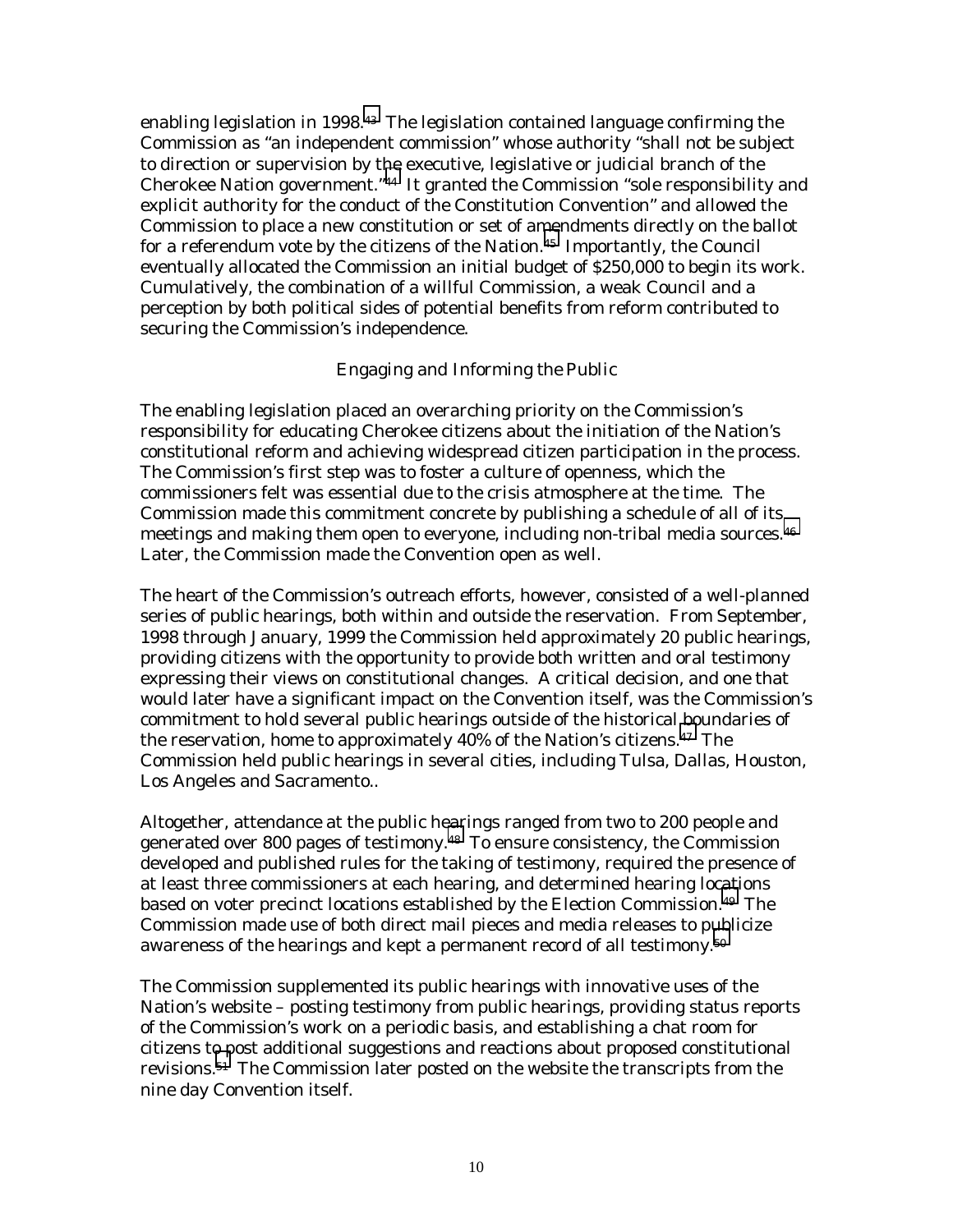enabling legislation in 1998.[43] The legislation contained language confirming the Commission as "an independent commission" whose authority "shall not be subject to direction or supervision by the executive, legislative or judicial branch of the Cherokee Nation government."[44] It granted the Commission "sole responsibility and explicit authority for the conduct of the Constitution Convention" and allowed the Commission to place a new constitution or set of amendments directly on the ballot for a referendum vote by the citizens of the Nation.[45] Importantly, the Council eventually allocated the Commission an initial budget of $250,000 to begin its work. Cumulatively, the combination of a willful Commission, a weak Council and a perception by both political sides of potential benefits from reform contributed to securing the Commission's independence.

### Engaging and Informing the Public

The enabling legislation placed an overarching priority on the Commission's responsibility for educating Cherokee citizens about the initiation of the Nation's constitutional reform and achieving widespread citizen participation in the process. The Commission's first step was to foster a culture of openness, which the commissioners felt was essential due to the crisis atmosphere at the time. The Commission made this commitment concrete by publishing a schedule of all of its meetings and making them open to everyone, including non-tribal media sources.[46] Later, the Commission made the Convention open as well.

The heart of the Commission's outreach efforts, however, consisted of a well-planned series of public hearings, both within and outside the reservation. From September, 1998 through January, 1999 the Commission held approximately 20 public hearings, providing citizens with the opportunity to provide both written and oral testimony expressing their views on constitutional changes. A critical decision, and one that would later have a significant impact on the Convention itself, was the Commission's commitment to hold several public hearings outside of the historical boundaries of the reservation, home to approximately 40% of the Nation's citizens.[47] The Commission held public hearings in several cities, including Tulsa, Dallas, Houston, Los Angeles and Sacramento..

Altogether, attendance at the public hearings ranged from two to 200 people and generated over 800 pages of testimony.[48] To ensure consistency, the Commission developed and published rules for the taking of testimony, required the presence of at least three commissioners at each hearing, and determined hearing locations based on voter precinct locations established by the Election Commission.[49] The Commission made use of both direct mail pieces and media releases to publicize awareness of the hearings and kept a permanent record of all testimony.[50]

The Commission supplemented its public hearings with innovative uses of the Nation's website – posting testimony from public hearings, providing status reports of the Commission's work on a periodic basis, and establishing a chat room for citizens to post additional suggestions and reactions about proposed constitutional revisions.[51] The Commission later posted on the website the transcripts from the nine day Convention itself.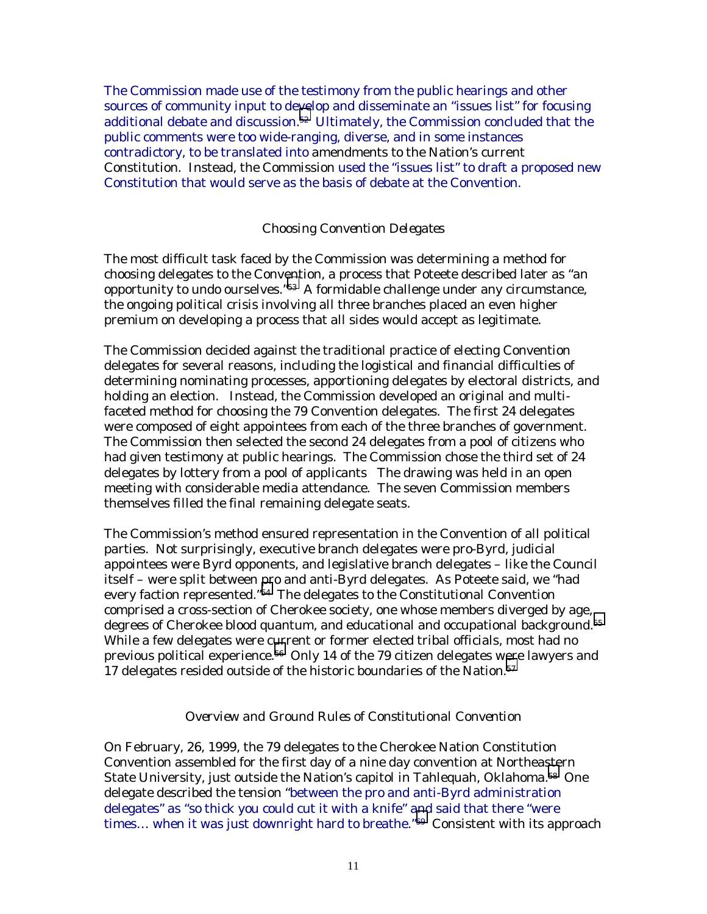The Commission made use of the testimony from the public hearings and other sources of community input to develop and disseminate an "issues list" for focusing additional debate and discussion.[52] Ultimately, the Commission concluded that the public comments were too wide-ranging, diverse, and in some instances contradictory, to be translated into amendments to the Nation's current Constitution. Instead, the Commission used the "issues list" to draft a proposed new Constitution that would serve as the basis of debate at the Convention.

*Choosing Convention Delegates*

The most difficult task faced by the Commission was determining a method for choosing delegates to the Convention, a process that Poteete described later as "an opportunity to undo ourselves."[53] A formidable challenge under any circumstance, the ongoing political crisis involving all three branches placed an even higher premium on developing a process that all sides would accept as legitimate.

The Commission decided against the traditional practice of electing Convention delegates for several reasons, including the logistical and financial difficulties of determining nominating processes, apportioning delegates by electoral districts, and holding an election. Instead, the Commission developed an original and multi-faceted method for choosing the 79 Convention delegates. The first 24 delegates were composed of eight appointees from each of the three branches of government. The Commission then selected the second 24 delegates from a pool of citizens who had given testimony at public hearings. The Commission chose the third set of 24 delegates by lottery from a pool of applicants The drawing was held in an open meeting with considerable media attendance. The seven Commission members themselves filled the final remaining delegate seats.

The Commission's method ensured representation in the Convention of all political parties. Not surprisingly, executive branch delegates were pro-Byrd, judicial appointees were Byrd opponents, and legislative branch delegates – like the Council itself – were split between pro and anti-Byrd delegates. As Poteete said, we "had every faction represented."[54] The delegates to the Constitutional Convention comprised a cross-section of Cherokee society, one whose members diverged by age, degrees of Cherokee blood quantum, and educational and occupational background.[55] While a few delegates were current or former elected tribal officials, most had no previous political experience.[56] Only 14 of the 79 citizen delegates were lawyers and 17 delegates resided outside of the historic boundaries of the Nation.[57]

*Overview and Ground Rules of Constitutional Convention*

On February, 26, 1999, the 79 delegates to the Cherokee Nation Constitution Convention assembled for the first day of a nine day convention at Northeastern State University, just outside the Nation's capitol in Tahlequah, Oklahoma.[58] One delegate described the tension "between the pro and anti-Byrd administration delegates" as "so thick you could cut it with a knife" and said that there "were times… when it was just downright hard to breathe."[59] Consistent with its approach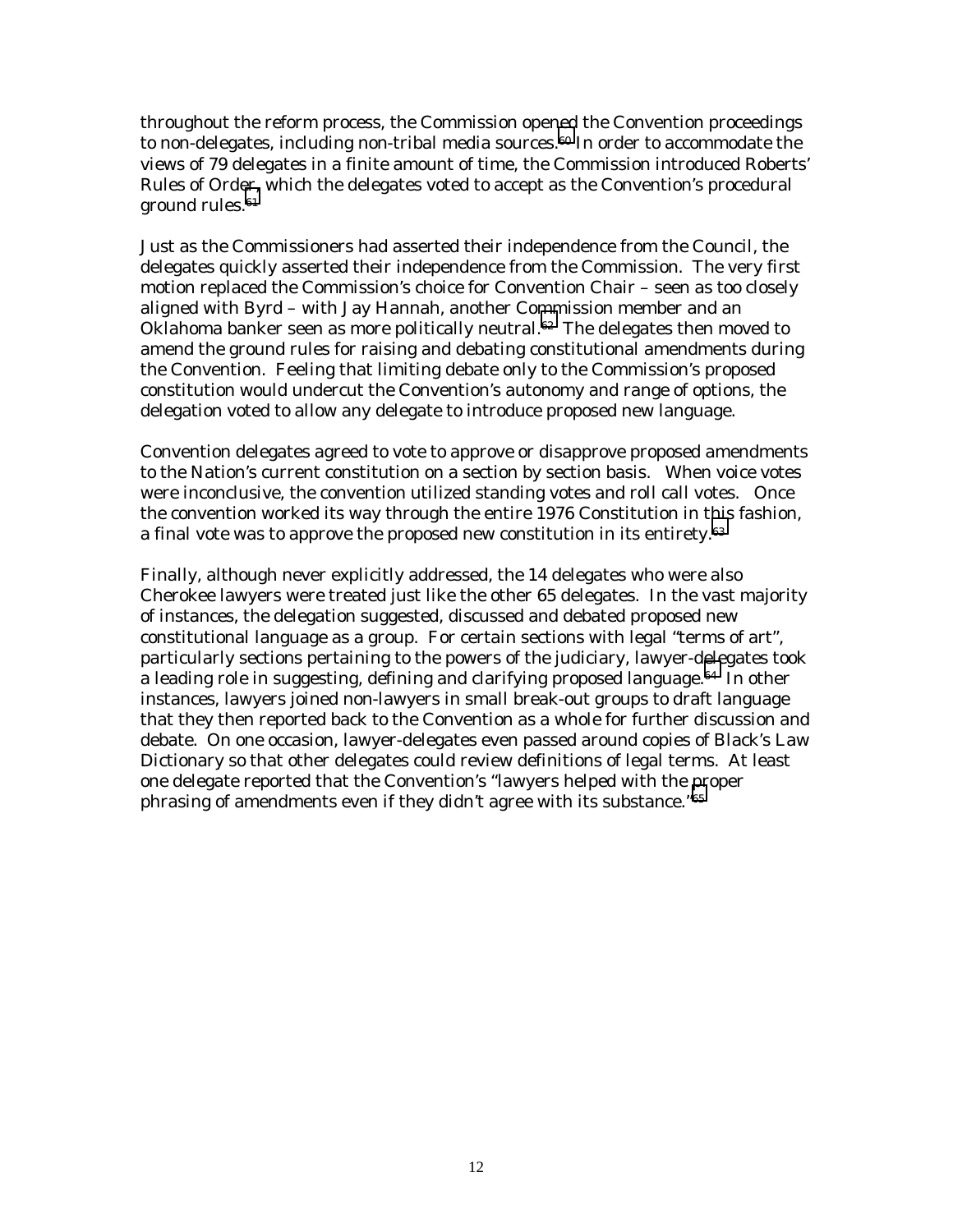throughout the reform process, the Commission opened the Convention proceedings to non-delegates, including non-tribal media sources.[60] In order to accommodate the views of 79 delegates in a finite amount of time, the Commission introduced Roberts' Rules of Order, which the delegates voted to accept as the Convention's procedural ground rules.[61]

Just as the Commissioners had asserted their independence from the Council, the delegates quickly asserted their independence from the Commission. The very first motion replaced the Commission's choice for Convention Chair – seen as too closely aligned with Byrd – with Jay Hannah, another Commission member and an Oklahoma banker seen as more politically neutral.[62] The delegates then moved to amend the ground rules for raising and debating constitutional amendments during the Convention. Feeling that limiting debate only to the Commission's proposed constitution would undercut the Convention's autonomy and range of options, the delegation voted to allow any delegate to introduce proposed new language.

Convention delegates agreed to vote to approve or disapprove proposed amendments to the Nation's current constitution on a section by section basis. When voice votes were inconclusive, the convention utilized standing votes and roll call votes. Once the convention worked its way through the entire 1976 Constitution in this fashion, a final vote was to approve the proposed new constitution in its entirety.[63]

Finally, although never explicitly addressed, the 14 delegates who were also Cherokee lawyers were treated just like the other 65 delegates. In the vast majority of instances, the delegation suggested, discussed and debated proposed new constitutional language as a group. For certain sections with legal "terms of art", particularly sections pertaining to the powers of the judiciary, lawyer-delegates took a leading role in suggesting, defining and clarifying proposed language.[64] In other instances, lawyers joined non-lawyers in small break-out groups to draft language that they then reported back to the Convention as a whole for further discussion and debate. On one occasion, lawyer-delegates even passed around copies of Black's Law Dictionary so that other delegates could review definitions of legal terms. At least one delegate reported that the Convention's "lawyers helped with the proper phrasing of amendments even if they didn't agree with its substance."[65]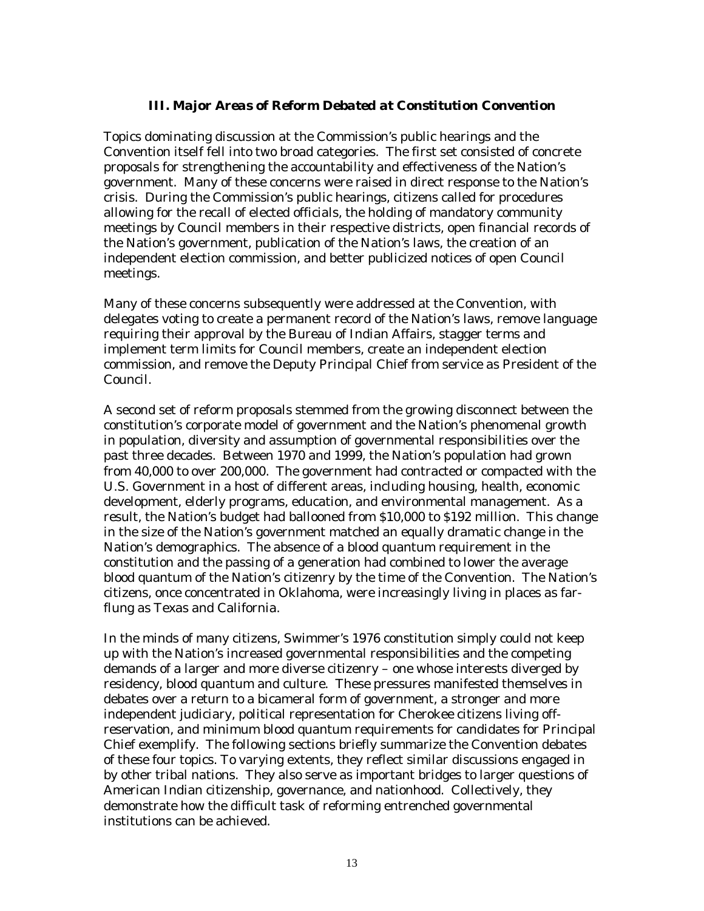## *III. Major Areas of Reform Debated at Constitution Convention*

Topics dominating discussion at the Commission's public hearings and the Convention itself fell into two broad categories. The first set consisted of concrete proposals for strengthening the accountability and effectiveness of the Nation's government. Many of these concerns were raised in direct response to the Nation's crisis. During the Commission's public hearings, citizens called for procedures allowing for the recall of elected officials, the holding of mandatory community meetings by Council members in their respective districts, open financial records of the Nation's government, publication of the Nation's laws, the creation of an independent election commission, and better publicized notices of open Council meetings.

Many of these concerns subsequently were addressed at the Convention, with delegates voting to create a permanent record of the Nation's laws, remove language requiring their approval by the Bureau of Indian Affairs, stagger terms and implement term limits for Council members, create an independent election commission, and remove the Deputy Principal Chief from service as President of the Council.

A second set of reform proposals stemmed from the growing disconnect between the constitution's corporate model of government and the Nation's phenomenal growth in population, diversity and assumption of governmental responsibilities over the past three decades. Between 1970 and 1999, the Nation's population had grown from 40,000 to over 200,000. The government had contracted or compacted with the U.S. Government in a host of different areas, including housing, health, economic development, elderly programs, education, and environmental management. As a result, the Nation's budget had ballooned from $10,000 to $192 million. This change in the size of the Nation's government matched an equally dramatic change in the Nation's demographics. The absence of a blood quantum requirement in the constitution and the passing of a generation had combined to lower the average blood quantum of the Nation's citizenry by the time of the Convention. The Nation's citizens, once concentrated in Oklahoma, were increasingly living in places as far-flung as Texas and California.

In the minds of many citizens, Swimmer's 1976 constitution simply could not keep up with the Nation's increased governmental responsibilities and the competing demands of a larger and more diverse citizenry – one whose interests diverged by residency, blood quantum and culture. These pressures manifested themselves in debates over a return to a bicameral form of government, a stronger and more independent judiciary, political representation for Cherokee citizens living off-reservation, and minimum blood quantum requirements for candidates for Principal Chief exemplify. The following sections briefly summarize the Convention debates of these four topics. To varying extents, they reflect similar discussions engaged in by other tribal nations. They also serve as important bridges to larger questions of American Indian citizenship, governance, and nationhood. Collectively, they demonstrate how the difficult task of reforming entrenched governmental institutions can be achieved.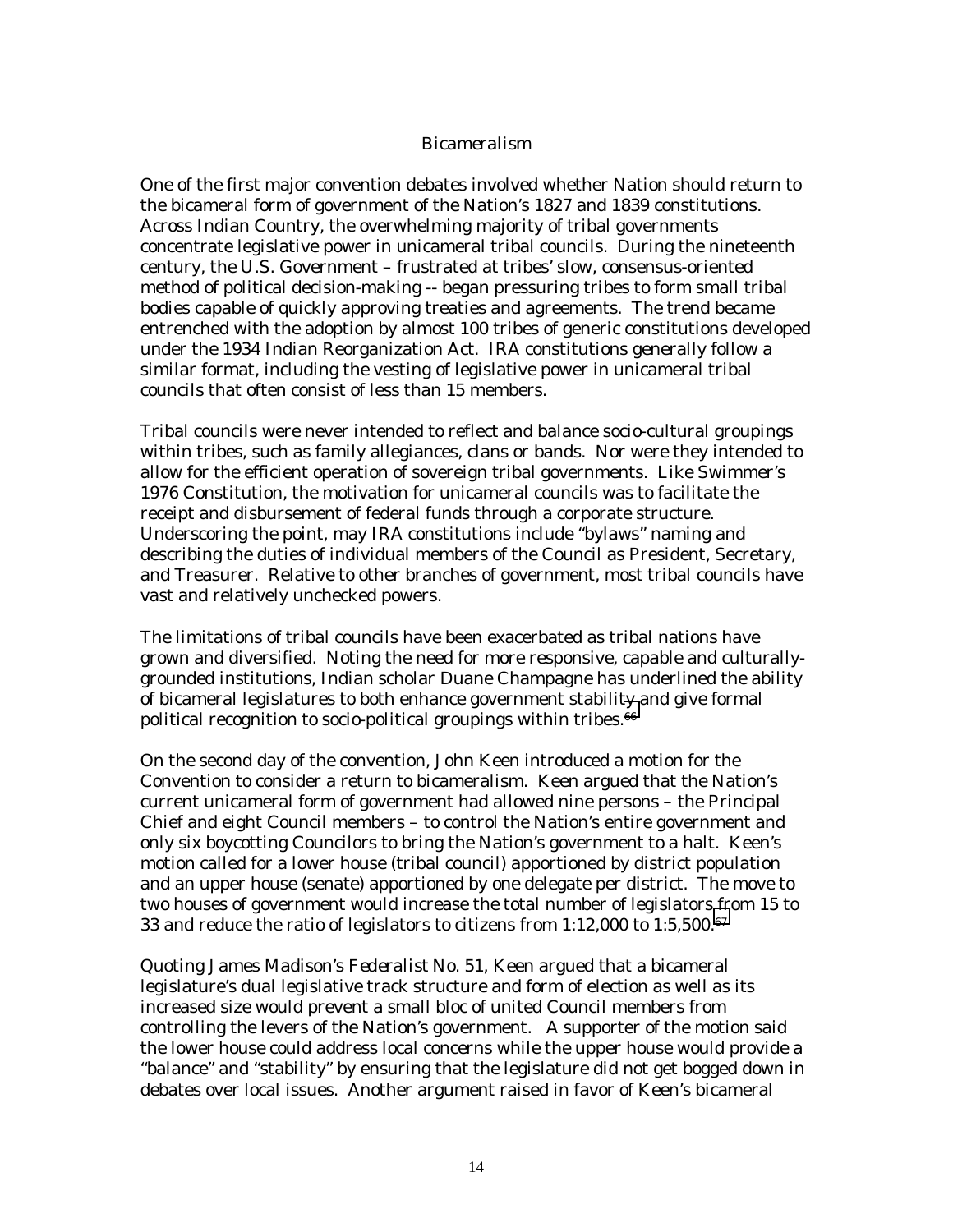### *Bicameralism*

One of the first major convention debates involved whether Nation should return to the bicameral form of government of the Nation's 1827 and 1839 constitutions. Across Indian Country, the overwhelming majority of tribal governments concentrate legislative power in unicameral tribal councils. During the nineteenth century, the U.S. Government – frustrated at tribes' slow, consensus-oriented method of political decision-making -- began pressuring tribes to form small tribal bodies capable of quickly approving treaties and agreements. The trend became entrenched with the adoption by almost 100 tribes of generic constitutions developed under the 1934 Indian Reorganization Act. IRA constitutions generally follow a similar format, including the vesting of legislative power in unicameral tribal councils that often consist of less than 15 members.

Tribal councils were never intended to reflect and balance socio-cultural groupings within tribes, such as family allegiances, clans or bands. Nor were they intended to allow for the efficient operation of sovereign tribal governments. Like Swimmer's 1976 Constitution, the motivation for unicameral councils was to facilitate the receipt and disbursement of federal funds through a corporate structure. Underscoring the point, may IRA constitutions include "bylaws" naming and describing the duties of individual members of the Council as President, Secretary, and Treasurer. Relative to other branches of government, most tribal councils have vast and relatively unchecked powers.

The limitations of tribal councils have been exacerbated as tribal nations have grown and diversified. Noting the need for more responsive, capable and culturally-grounded institutions, Indian scholar Duane Champagne has underlined the ability of bicameral legislatures to both enhance government stability and give formal political recognition to socio-political groupings within tribes.[66]

On the second day of the convention, John Keen introduced a motion for the Convention to consider a return to bicameralism. Keen argued that the Nation's current unicameral form of government had allowed nine persons – the Principal Chief and eight Council members – to control the Nation's entire government and only six boycotting Councilors to bring the Nation's government to a halt. Keen's motion called for a lower house (tribal council) apportioned by district population and an upper house (senate) apportioned by one delegate per district. The move to two houses of government would increase the total number of legislators from 15 to 33 and reduce the ratio of legislators to citizens from 1:12,000 to 1:5,500.[67]

Quoting James Madison's *Federalist No. 51*, Keen argued that a bicameral legislature's dual legislative track structure and form of election as well as its increased size would prevent a small bloc of united Council members from controlling the levers of the Nation's government. A supporter of the motion said the lower house could address local concerns while the upper house would provide a "balance" and "stability" by ensuring that the legislature did not get bogged down in debates over local issues. Another argument raised in favor of Keen's bicameral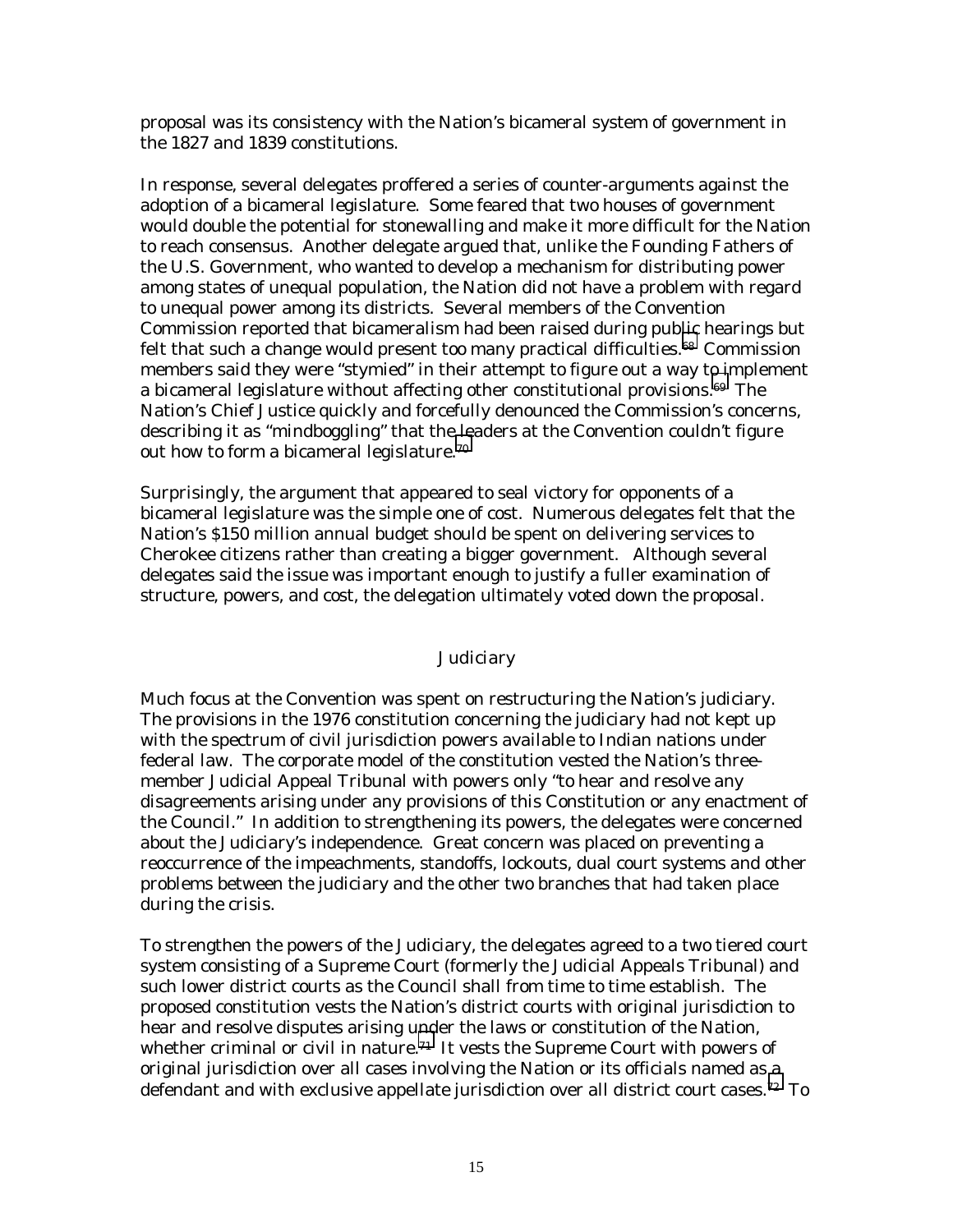proposal was its consistency with the Nation's bicameral system of government in the 1827 and 1839 constitutions.

In response, several delegates proffered a series of counter-arguments against the adoption of a bicameral legislature. Some feared that two houses of government would double the potential for stonewalling and make it more difficult for the Nation to reach consensus. Another delegate argued that, unlike the Founding Fathers of the U.S. Government, who wanted to develop a mechanism for distributing power among states of unequal population, the Nation did not have a problem with regard to unequal power among its districts. Several members of the Convention Commission reported that bicameralism had been raised during public hearings but felt that such a change would present too many practical difficulties.[68] Commission members said they were "stymied" in their attempt to figure out a way to implement a bicameral legislature without affecting other constitutional provisions.[69] The Nation's Chief Justice quickly and forcefully denounced the Commission's concerns, describing it as "mindboggling" that the leaders at the Convention couldn't figure out how to form a bicameral legislature.[70]

Surprisingly, the argument that appeared to seal victory for opponents of a bicameral legislature was the simple one of cost. Numerous delegates felt that the Nation's $150 million annual budget should be spent on delivering services to Cherokee citizens rather than creating a bigger government. Although several delegates said the issue was important enough to justify a fuller examination of structure, powers, and cost, the delegation ultimately voted down the proposal.

## Judiciary

Much focus at the Convention was spent on restructuring the Nation's judiciary. The provisions in the 1976 constitution concerning the judiciary had not kept up with the spectrum of civil jurisdiction powers available to Indian nations under federal law. The corporate model of the constitution vested the Nation's three-member Judicial Appeal Tribunal with powers only "to hear and resolve any disagreements arising under any provisions of this Constitution or any enactment of the Council." In addition to strengthening its powers, the delegates were concerned about the Judiciary's independence. Great concern was placed on preventing a reoccurrence of the impeachments, standoffs, lockouts, dual court systems and other problems between the judiciary and the other two branches that had taken place during the crisis.

To strengthen the powers of the Judiciary, the delegates agreed to a two tiered court system consisting of a Supreme Court (formerly the Judicial Appeals Tribunal) and such lower district courts as the Council shall from time to time establish. The proposed constitution vests the Nation's district courts with original jurisdiction to hear and resolve disputes arising under the laws or constitution of the Nation, whether criminal or civil in nature.[71] It vests the Supreme Court with powers of original jurisdiction over all cases involving the Nation or its officials named as a defendant and with exclusive appellate jurisdiction over all district court cases.[72] To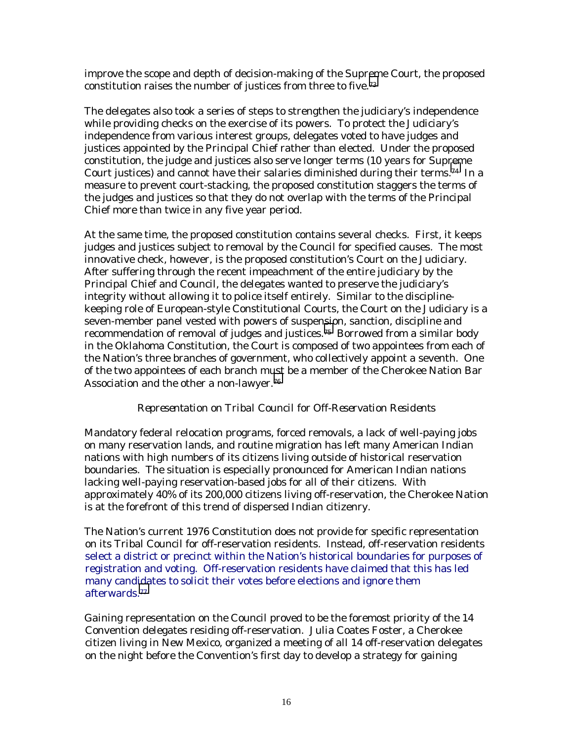improve the scope and depth of decision-making of the Supreme Court, the proposed constitution raises the number of justices from three to five.[73]

The delegates also took a series of steps to strengthen the judiciary's independence while providing checks on the exercise of its powers. To protect the Judiciary's independence from various interest groups, delegates voted to have judges and justices appointed by the Principal Chief rather than elected. Under the proposed constitution, the judge and justices also serve longer terms (10 years for Supreme Court justices) and cannot have their salaries diminished during their terms.[74] In a measure to prevent court-stacking, the proposed constitution staggers the terms of the judges and justices so that they do not overlap with the terms of the Principal Chief more than twice in any five year period.

At the same time, the proposed constitution contains several checks. First, it keeps judges and justices subject to removal by the Council for specified causes. The most innovative check, however, is the proposed constitution's Court on the Judiciary. After suffering through the recent impeachment of the entire judiciary by the Principal Chief and Council, the delegates wanted to preserve the judiciary's integrity without allowing it to police itself entirely. Similar to the discipline-keeping role of European-style Constitutional Courts, the Court on the Judiciary is a seven-member panel vested with powers of suspension, sanction, discipline and recommendation of removal of judges and justices.[75] Borrowed from a similar body in the Oklahoma Constitution, the Court is composed of two appointees from each of the Nation's three branches of government, who collectively appoint a seventh. One of the two appointees of each branch must be a member of the Cherokee Nation Bar Association and the other a non-lawyer.[76]

*Representation on Tribal Council for Off-Reservation Residents*

Mandatory federal relocation programs, forced removals, a lack of well-paying jobs on many reservation lands, and routine migration has left many American Indian nations with high numbers of its citizens living outside of historical reservation boundaries. The situation is especially pronounced for American Indian nations lacking well-paying reservation-based jobs for all of their citizens. With approximately 40% of its 200,000 citizens living off-reservation, the Cherokee Nation is at the forefront of this trend of dispersed Indian citizenry.

The Nation's current 1976 Constitution does not provide for specific representation on its Tribal Council for off-reservation residents. Instead, off-reservation residents select a district or precinct within the Nation's historical boundaries for purposes of registration and voting. Off-reservation residents have claimed that this has led many candidates to solicit their votes before elections and ignore them afterwards.[77]

Gaining representation on the Council proved to be the foremost priority of the 14 Convention delegates residing off-reservation. Julia Coates Foster, a Cherokee citizen living in New Mexico, organized a meeting of all 14 off-reservation delegates on the night before the Convention's first day to develop a strategy for gaining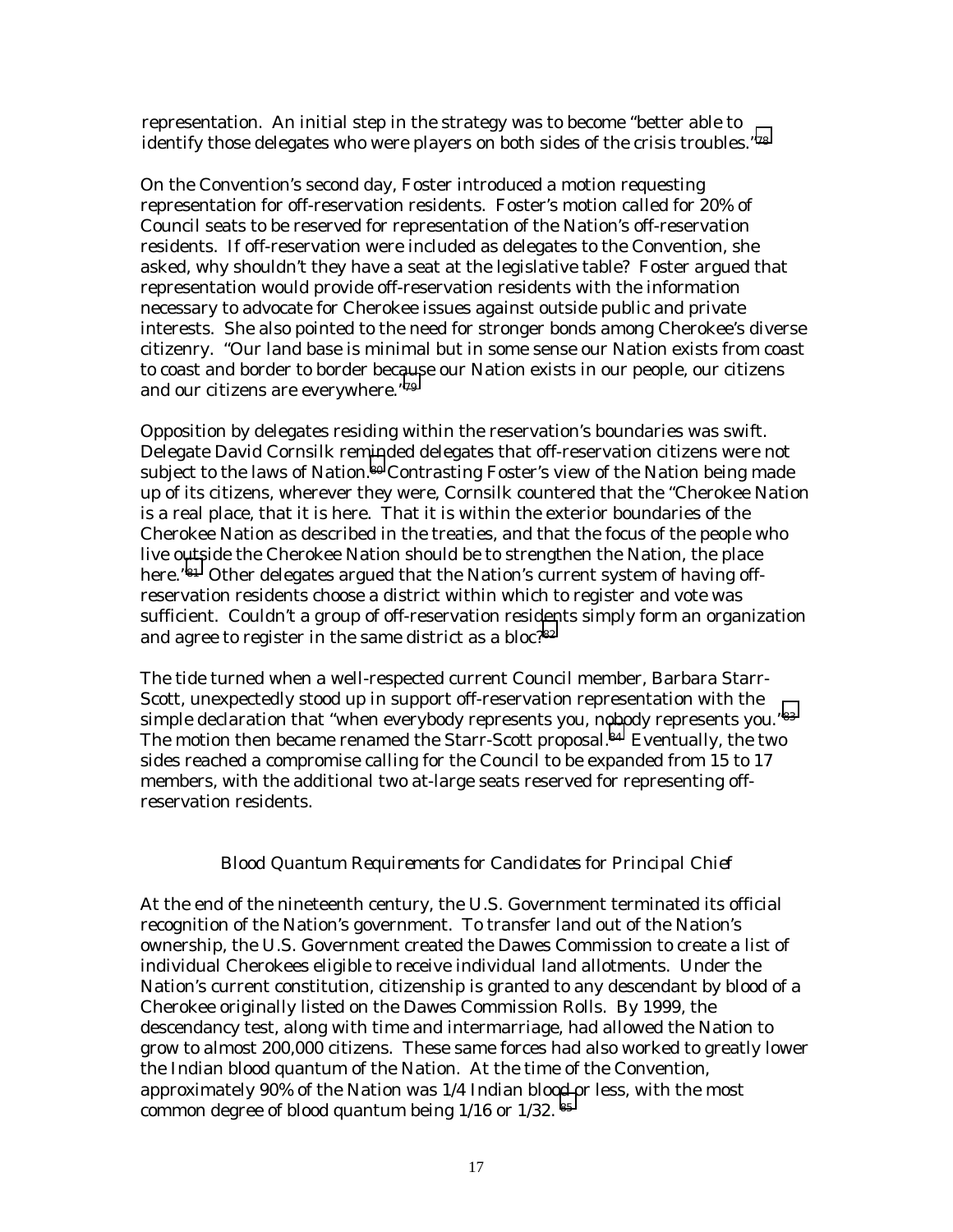representation. An initial step in the strategy was to become "better able to identify those delegates who were players on both sides of the crisis troubles."[78]

On the Convention's second day, Foster introduced a motion requesting representation for off-reservation residents. Foster's motion called for 20% of Council seats to be reserved for representation of the Nation's off-reservation residents. If off-reservation were included as delegates to the Convention, she asked, why shouldn't they have a seat at the legislative table? Foster argued that representation would provide off-reservation residents with the information necessary to advocate for Cherokee issues against outside public and private interests. She also pointed to the need for stronger bonds among Cherokee's diverse citizenry. "Our land base is minimal but in some sense our Nation exists from coast to coast and border to border because our Nation exists in our people, our citizens and our citizens are everywhere."[79]

Opposition by delegates residing within the reservation's boundaries was swift. Delegate David Cornsilk reminded delegates that off-reservation citizens were not subject to the laws of Nation.[80] Contrasting Foster's view of the Nation being made up of its citizens, wherever they were, Cornsilk countered that the "Cherokee Nation is a real place, that it is here. That it is within the exterior boundaries of the Cherokee Nation as described in the treaties, and that the focus of the people who live outside the Cherokee Nation should be to strengthen the Nation, the place here."[81] Other delegates argued that the Nation's current system of having off-reservation residents choose a district within which to register and vote was sufficient. Couldn't a group of off-reservation residents simply form an organization and agree to register in the same district as a bloc?[82]

The tide turned when a well-respected current Council member, Barbara Starr-Scott, unexpectedly stood up in support off-reservation representation with the simple declaration that "when everybody represents you, nobody represents you."[83] The motion then became renamed the Starr-Scott proposal.[84] Eventually, the two sides reached a compromise calling for the Council to be expanded from 15 to 17 members, with the additional two at-large seats reserved for representing off-reservation residents.

*Blood Quantum Requirements for Candidates for Principal Chief*

At the end of the nineteenth century, the U.S. Government terminated its official recognition of the Nation's government. To transfer land out of the Nation's ownership, the U.S. Government created the Dawes Commission to create a list of individual Cherokees eligible to receive individual land allotments. Under the Nation's current constitution, citizenship is granted to any descendant by blood of a Cherokee originally listed on the Dawes Commission Rolls. By 1999, the descendancy test, along with time and intermarriage, had allowed the Nation to grow to almost 200,000 citizens. These same forces had also worked to greatly lower the Indian blood quantum of the Nation. At the time of the Convention, approximately 90% of the Nation was 1/4 Indian blood or less, with the most common degree of blood quantum being 1/16 or 1/32.[85]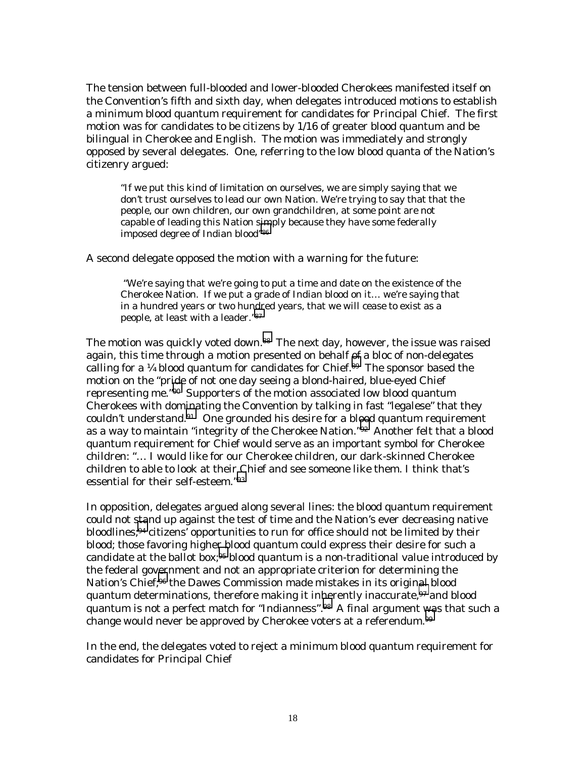The tension between full-blooded and lower-blooded Cherokees manifested itself on the Convention's fifth and sixth day, when delegates introduced motions to establish a minimum blood quantum requirement for candidates for Principal Chief. The first motion was for candidates to be citizens by 1/16 of greater blood quantum and be bilingual in Cherokee and English. The motion was immediately and strongly opposed by several delegates. One, referring to the low blood quanta of the Nation's citizenry argued:

> "If we put this kind of limitation on ourselves, we are simply saying that we don't trust ourselves to lead our own Nation. We're trying to say that that the people, our own children, our own grandchildren, at some point are not capable of leading this Nation simply because they have some federally imposed degree of Indian blood"[86]

A second delegate opposed the motion with a warning for the future:

> "We're saying that we're going to put a time and date on the existence of the Cherokee Nation. If we put a grade of Indian blood on it… we're saying that in a hundred years or two hundred years, that we will cease to exist as a people, at least with a leader."[87]

The motion was quickly voted down.[88] The next day, however, the issue was raised again, this time through a motion presented on behalf of a bloc of non-delegates calling for a ¼ blood quantum for candidates for Chief.[89] The sponsor based the motion on the "pride of not one day seeing a blond-haired, blue-eyed Chief representing me."[90] Supporters of the motion associated low blood quantum Cherokees with dominating the Convention by talking in fast "legalese" that they couldn't understand.[91] One grounded his desire for a blood quantum requirement as a way to maintain "integrity of the Cherokee Nation."[92] Another felt that a blood quantum requirement for Chief would serve as an important symbol for Cherokee children: "… I would like for our Cherokee children, our dark-skinned Cherokee children to able to look at their Chief and see someone like them. I think that's essential for their self-esteem."[93]

In opposition, delegates argued along several lines: the blood quantum requirement could not stand up against the test of time and the Nation's ever decreasing native bloodlines;[94] citizens' opportunities to run for office should not be limited by their blood; those favoring higher blood quantum could express their desire for such a candidate at the ballot box;[95] blood quantum is a non-traditional value introduced by the federal government and not an appropriate criterion for determining the Nation's Chief;[96] the Dawes Commission made mistakes in its original blood quantum determinations, therefore making it inherently inaccurate,[97] and blood quantum is not a perfect match for "Indianness".[98] A final argument was that such a change would never be approved by Cherokee voters at a referendum.[99]

In the end, the delegates voted to reject a minimum blood quantum requirement for candidates for Principal Chief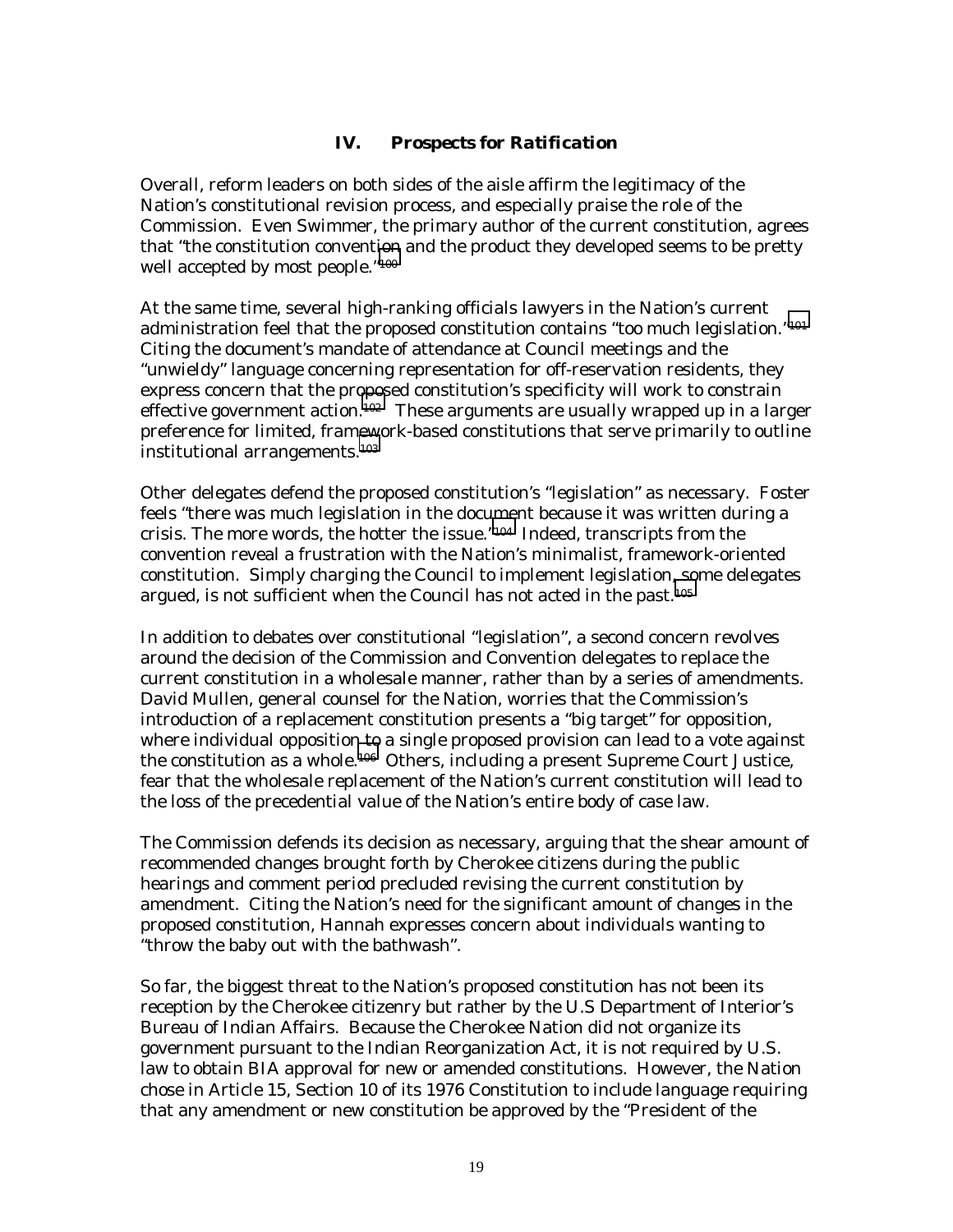## IV. *Prospects for Ratification*

Overall, reform leaders on both sides of the aisle affirm the legitimacy of the Nation's constitutional revision process, and especially praise the role of the Commission. Even Swimmer, the primary author of the current constitution, agrees that "the constitution convention and the product they developed seems to be pretty well accepted by most people."[100]

At the same time, several high-ranking officials lawyers in the Nation's current administration feel that the proposed constitution contains "too much legislation."[101] Citing the document's mandate of attendance at Council meetings and the "unwieldy" language concerning representation for off-reservation residents, they express concern that the proposed constitution's specificity will work to constrain effective government action.[102] These arguments are usually wrapped up in a larger preference for limited, framework-based constitutions that serve primarily to outline institutional arrangements.[103]

Other delegates defend the proposed constitution's "legislation" as necessary. Foster feels "there was much legislation in the document because it was written during a crisis. The more words, the hotter the issue."[104] Indeed, transcripts from the convention reveal a frustration with the Nation's minimalist, framework-oriented constitution. Simply charging the Council to implement legislation, some delegates argued, is not sufficient when the Council has not acted in the past.[105]

In addition to debates over constitutional "legislation", a second concern revolves around the decision of the Commission and Convention delegates to replace the current constitution in a wholesale manner, rather than by a series of amendments. David Mullen, general counsel for the Nation, worries that the Commission's introduction of a replacement constitution presents a "big target" for opposition, where individual opposition to a single proposed provision can lead to a vote against the constitution as a whole.[106] Others, including a present Supreme Court Justice, fear that the wholesale replacement of the Nation's current constitution will lead to the loss of the precedential value of the Nation's entire body of case law.

The Commission defends its decision as necessary, arguing that the shear amount of recommended changes brought forth by Cherokee citizens during the public hearings and comment period precluded revising the current constitution by amendment. Citing the Nation's need for the significant amount of changes in the proposed constitution, Hannah expresses concern about individuals wanting to "throw the baby out with the bathwash".

So far, the biggest threat to the Nation's proposed constitution has not been its reception by the Cherokee citizenry but rather by the U.S Department of Interior's Bureau of Indian Affairs. Because the Cherokee Nation did not organize its government pursuant to the Indian Reorganization Act, it is not required by U.S. law to obtain BIA approval for new or amended constitutions. However, the Nation chose in Article 15, Section 10 of its 1976 Constitution to include language requiring that any amendment or new constitution be approved by the "President of the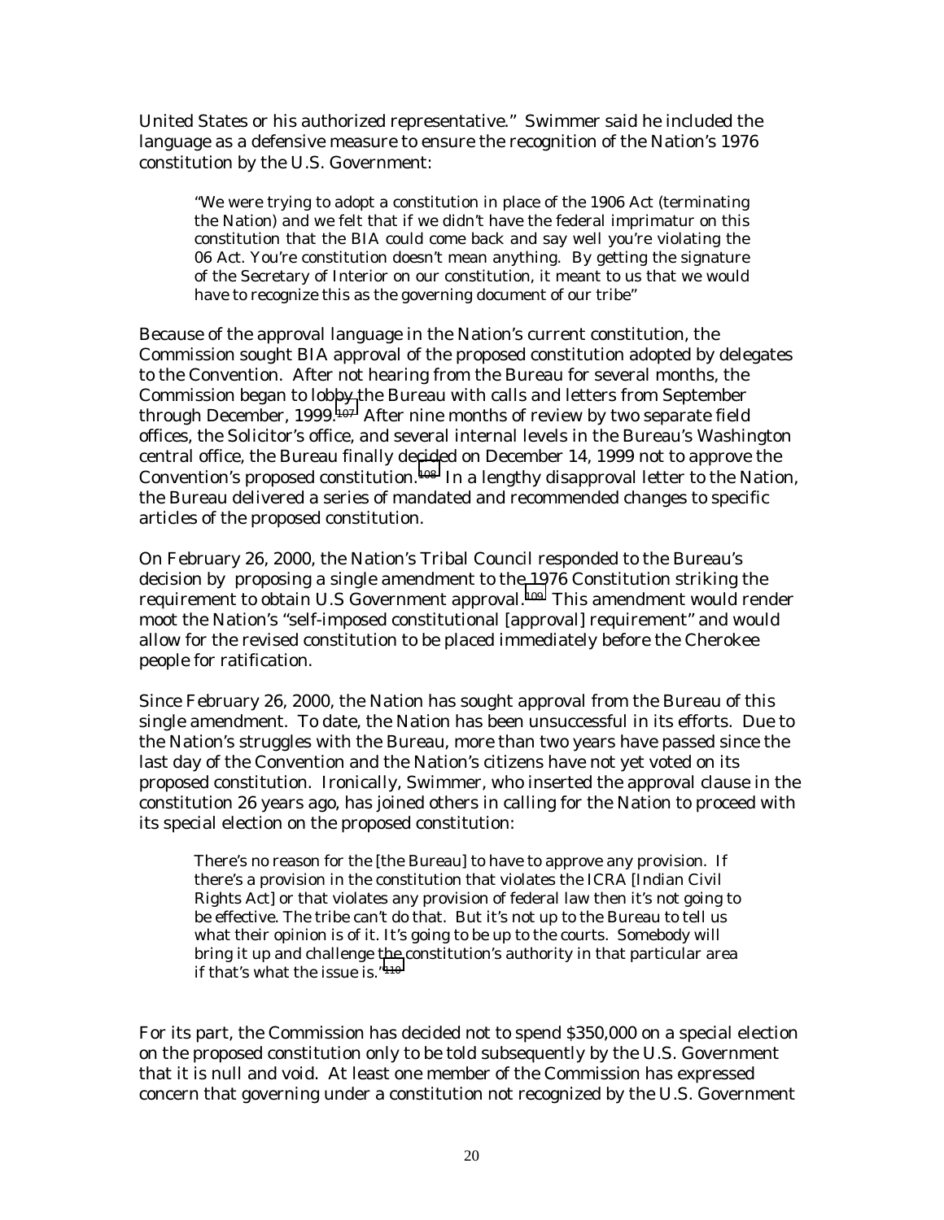United States or his authorized representative." Swimmer said he included the language as a defensive measure to ensure the recognition of the Nation's 1976 constitution by the U.S. Government:

> "We were trying to adopt a constitution in place of the 1906 Act (terminating the Nation) and we felt that if we didn't have the federal imprimatur on this constitution that the BIA could come back and say well you're violating the 06 Act. You're constitution doesn't mean anything. By getting the signature of the Secretary of Interior on our constitution, it meant to us that we would have to recognize this as the governing document of our tribe"

Because of the approval language in the Nation's current constitution, the Commission sought BIA approval of the proposed constitution adopted by delegates to the Convention. After not hearing from the Bureau for several months, the Commission began to lobby the Bureau with calls and letters from September through December, 1999.[107] After nine months of review by two separate field offices, the Solicitor's office, and several internal levels in the Bureau's Washington central office, the Bureau finally decided on December 14, 1999 not to approve the Convention's proposed constitution.[108] In a lengthy disapproval letter to the Nation, the Bureau delivered a series of mandated and recommended changes to specific articles of the proposed constitution.

On February 26, 2000, the Nation's Tribal Council responded to the Bureau's decision by proposing a single amendment to the 1976 Constitution striking the requirement to obtain U.S Government approval.[109] This amendment would render moot the Nation's "self-imposed constitutional [approval] requirement" and would allow for the revised constitution to be placed immediately before the Cherokee people for ratification.

Since February 26, 2000, the Nation has sought approval from the Bureau of this single amendment. To date, the Nation has been unsuccessful in its efforts. Due to the Nation's struggles with the Bureau, more than two years have passed since the last day of the Convention and the Nation's citizens have not yet voted on its proposed constitution. Ironically, Swimmer, who inserted the approval clause in the constitution 26 years ago, has joined others in calling for the Nation to proceed with its special election on the proposed constitution:

> There's no reason for the [the Bureau] to have to approve any provision. If there's a provision in the constitution that violates the ICRA [Indian Civil Rights Act] or that violates any provision of federal law then it's not going to be effective. The tribe can't do that. But it's not up to the Bureau to tell us what their opinion is of it. It's going to be up to the courts. Somebody will bring it up and challenge the constitution's authority in that particular area if that's what the issue is."[110]

For its part, the Commission has decided not to spend $350,000 on a special election on the proposed constitution only to be told subsequently by the U.S. Government that it is null and void. At least one member of the Commission has expressed concern that governing under a constitution not recognized by the U.S. Government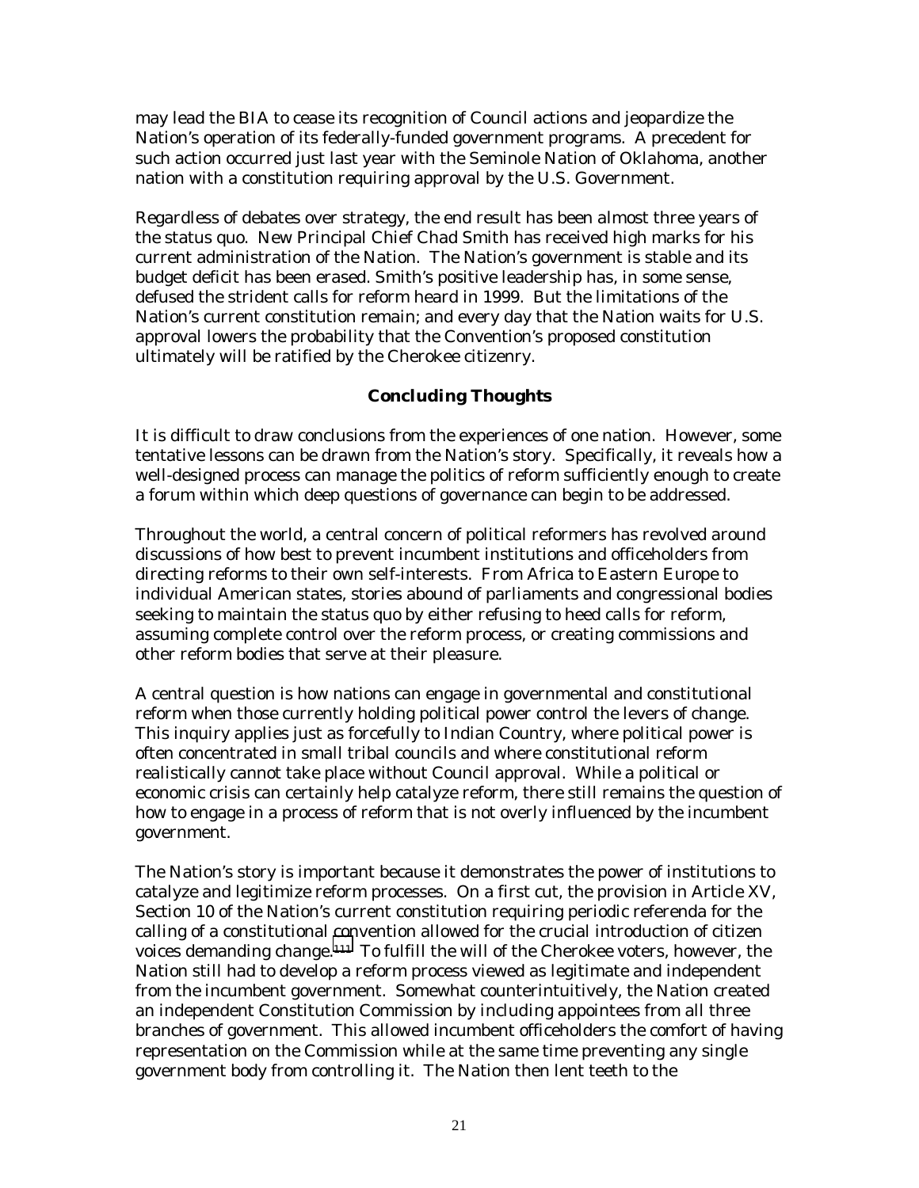may lead the BIA to cease its recognition of Council actions and jeopardize the Nation's operation of its federally-funded government programs. A precedent for such action occurred just last year with the Seminole Nation of Oklahoma, another nation with a constitution requiring approval by the U.S. Government.

Regardless of debates over strategy, the end result has been almost three years of the status quo. New Principal Chief Chad Smith has received high marks for his current administration of the Nation. The Nation's government is stable and its budget deficit has been erased. Smith's positive leadership has, in some sense, defused the strident calls for reform heard in 1999. But the limitations of the Nation's current constitution remain; and every day that the Nation waits for U.S. approval lowers the probability that the Convention's proposed constitution ultimately will be ratified by the Cherokee citizenry.

## Concluding Thoughts

It is difficult to draw conclusions from the experiences of one nation. However, some tentative lessons can be drawn from the Nation's story. Specifically, it reveals how a well-designed process can manage the politics of reform sufficiently enough to create a forum within which deep questions of governance can begin to be addressed.

Throughout the world, a central concern of political reformers has revolved around discussions of how best to prevent incumbent institutions and officeholders from directing reforms to their own self-interests. From Africa to Eastern Europe to individual American states, stories abound of parliaments and congressional bodies seeking to maintain the status quo by either refusing to heed calls for reform, assuming complete control over the reform process, or creating commissions and other reform bodies that serve at their pleasure.

A central question is how nations can engage in governmental and constitutional reform when those currently holding political power control the levers of change. This inquiry applies just as forcefully to Indian Country, where political power is often concentrated in small tribal councils and where constitutional reform realistically cannot take place without Council approval. While a political or economic crisis can certainly help catalyze reform, there still remains the question of how to engage in a process of reform that is not overly influenced by the incumbent government.

The Nation's story is important because it demonstrates the power of institutions to catalyze and legitimize reform processes. On a first cut, the provision in Article XV, Section 10 of the Nation's current constitution requiring periodic referenda for the calling of a constitutional convention allowed for the crucial introduction of citizen voices demanding change.[111] To fulfill the will of the Cherokee voters, however, the Nation still had to develop a reform process viewed as legitimate and independent from the incumbent government. Somewhat counterintuitively, the Nation created an independent Constitution Commission by including appointees from all three branches of government. This allowed incumbent officeholders the comfort of having representation on the Commission while at the same time preventing any single government body from controlling it. The Nation then lent teeth to the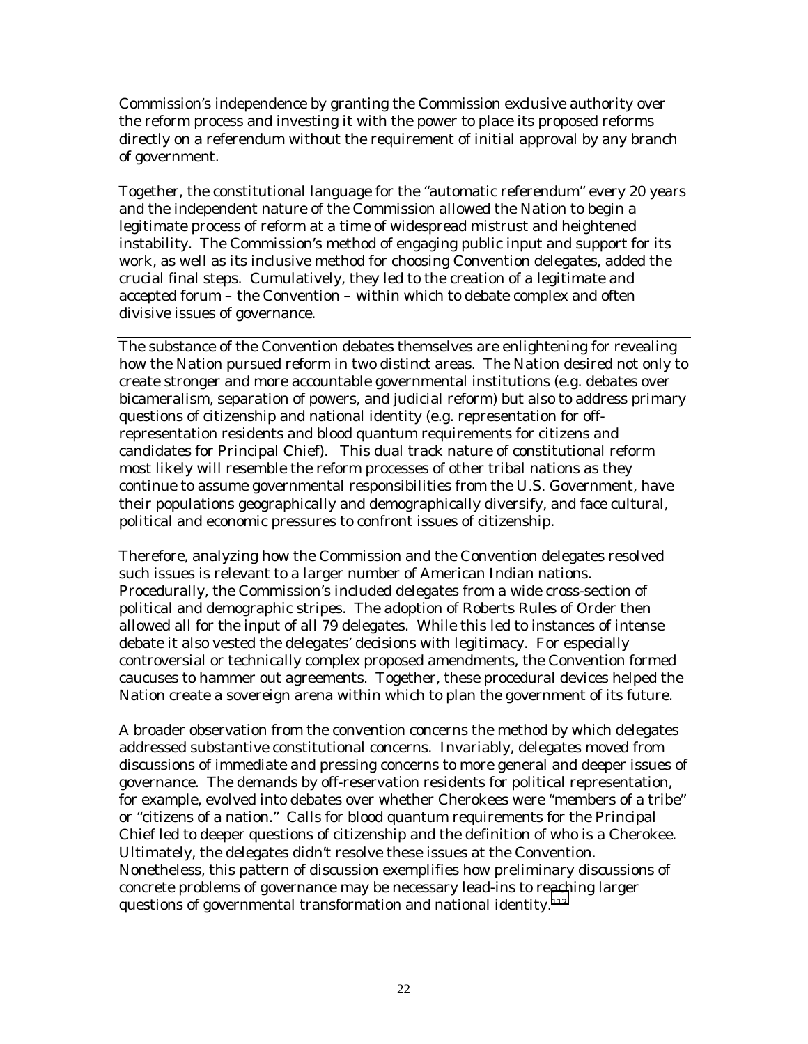Commission's independence by granting the Commission exclusive authority over the reform process and investing it with the power to place its proposed reforms directly on a referendum without the requirement of initial approval by any branch of government.

Together, the constitutional language for the "automatic referendum" every 20 years and the independent nature of the Commission allowed the Nation to begin a legitimate process of reform at a time of widespread mistrust and heightened instability. The Commission's method of engaging public input and support for its work, as well as its inclusive method for choosing Convention delegates, added the crucial final steps. Cumulatively, they led to the creation of a legitimate and accepted forum – the Convention – within which to debate complex and often divisive issues of governance.

---

The substance of the Convention debates themselves are enlightening for revealing how the Nation pursued reform in two distinct areas. The Nation desired not only to create stronger and more accountable governmental institutions (e.g. debates over bicameralism, separation of powers, and judicial reform) but also to address primary questions of citizenship and national identity (e.g. representation for off-representation residents and blood quantum requirements for citizens and candidates for Principal Chief). This dual track nature of constitutional reform most likely will resemble the reform processes of other tribal nations as they continue to assume governmental responsibilities from the U.S. Government, have their populations geographically and demographically diversify, and face cultural, political and economic pressures to confront issues of citizenship.

Therefore, analyzing how the Commission and the Convention delegates resolved such issues is relevant to a larger number of American Indian nations. Procedurally, the Commission's included delegates from a wide cross-section of political and demographic stripes. The adoption of Roberts Rules of Order then allowed all for the input of all 79 delegates. While this led to instances of intense debate it also vested the delegates' decisions with legitimacy. For especially controversial or technically complex proposed amendments, the Convention formed caucuses to hammer out agreements. Together, these procedural devices helped the Nation create a sovereign arena within which to plan the government of its future.

A broader observation from the convention concerns the method by which delegates addressed substantive constitutional concerns. Invariably, delegates moved from discussions of immediate and pressing concerns to more general and deeper issues of governance. The demands by off-reservation residents for political representation, for example, evolved into debates over whether Cherokees were "members of a tribe" or "citizens of a nation." Calls for blood quantum requirements for the Principal Chief led to deeper questions of citizenship and the definition of who is a Cherokee. Ultimately, the delegates didn't resolve these issues at the Convention. Nonetheless, this pattern of discussion exemplifies how preliminary discussions of concrete problems of governance may be necessary lead-ins to reaching larger questions of governmental transformation and national identity.[112]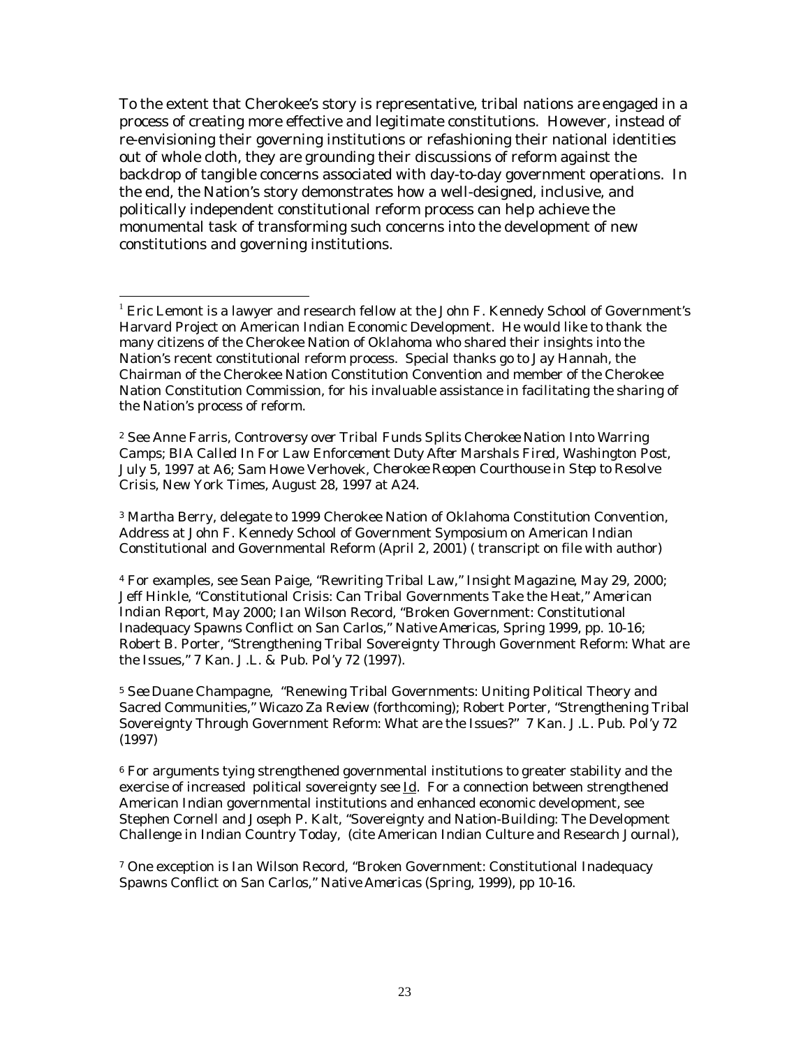To the extent that Cherokee's story is representative, tribal nations are engaged in a process of creating more effective and legitimate constitutions. However, instead of re-envisioning their governing institutions or refashioning their national identities out of whole cloth, they are grounding their discussions of reform against the backdrop of tangible concerns associated with day-to-day government operations. In the end, the Nation's story demonstrates how a well-designed, inclusive, and politically independent constitutional reform process can help achieve the monumental task of transforming such concerns into the development of new constitutions and governing institutions.

---

[1] Eric Lemont is a lawyer and research fellow at the John F. Kennedy School of Government's Harvard Project on American Indian Economic Development. He would like to thank the many citizens of the Cherokee Nation of Oklahoma who shared their insights into the Nation's recent constitutional reform process. Special thanks go to Jay Hannah, the Chairman of the Cherokee Nation Constitution Convention and member of the Cherokee Nation Constitution Commission, for his invaluable assistance in facilitating the sharing of the Nation's process of reform.

[2] *See* Anne Farris, *Controversy over Tribal Funds Splits Cherokee Nation Into Warring Camps; BIA Called In For Law Enforcement Duty After Marshals Fired*, Washington Post, July 5, 1997 at A6; Sam Howe Verhovek, *Cherokee Reopen Courthouse in Step to Resolve Crisis*, New York Times, August 28, 1997 at A24.

[3] Martha Berry, delegate to 1999 Cherokee Nation of Oklahoma Constitution Convention, Address at John F. Kennedy School of Government Symposium on American Indian Constitutional and Governmental Reform (April 2, 2001) ( transcript on file with author)

[4] For examples, see Sean Paige, "Rewriting Tribal Law," *Insight Magazine*, May 29, 2000; Jeff Hinkle, "Constitutional Crisis: Can Tribal Governments Take the Heat," *American Indian Report*, May 2000; Ian Wilson Record, "Broken Government: Constitutional Inadequacy Spawns Conflict on San Carlos," *Native Americas*, Spring 1999, pp. 10-16; Robert B. Porter, "Strengthening Tribal Sovereignty Through Government Reform: What are the Issues," 7 Kan. J.L. & Pub. Pol'y 72 (1997).

[5] *See* Duane Champagne, "Renewing Tribal Governments: Uniting Political Theory and Sacred Communities," *Wicazo Za Review* (forthcoming); Robert Porter, "Strengthening Tribal Sovereignty Through Government Reform: What are the Issues?" 7 Kan. J.L. Pub. Pol'y 72 (1997)

[6] For arguments tying strengthened governmental institutions to greater stability and the exercise of increased political sovereignty see Id. For a connection between strengthened American Indian governmental institutions and enhanced economic development, see Stephen Cornell and Joseph P. Kalt, "Sovereignty and Nation-Building: The Development Challenge in Indian Country Today, (cite American Indian Culture and Research Journal),

[7] One exception is Ian Wilson Record, "Broken Government: Constitutional Inadequacy Spawns Conflict on San Carlos," *Native Americas* (Spring, 1999), pp 10-16.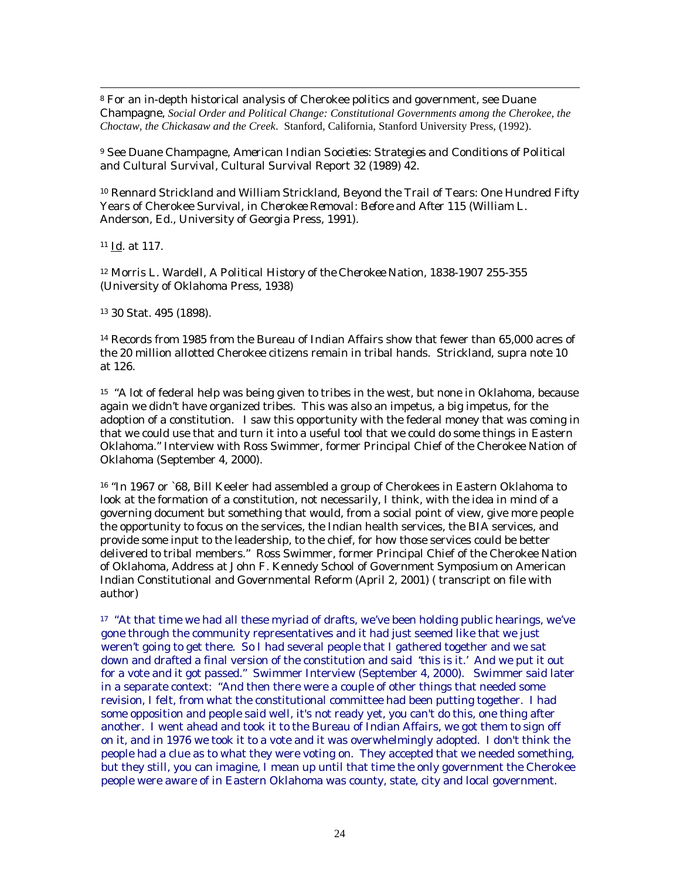[8] For an in-depth historical analysis of Cherokee politics and government, see Duane Champagne, *Social Order and Political Change: Constitutional Governments among the Cherokee, the Choctaw, the Chickasaw and the Creek*. Stanford, California, Stanford University Press, (1992).

[9] See Duane Champagne, *American Indian Societies: Strategies and Conditions of Political and Cultural Survival*, Cultural Survival Report 32 (1989) 42.

[10] Rennard Strickland and William Strickland, Beyond the Trail of Tears: One Hundred Fifty Years of Cherokee Survival, in *Cherokee Removal: Before and After* 115 (William L. Anderson, Ed., University of Georgia Press, 1991).

[11] Id. at 117.

[12] Morris L. Wardell, *A Political History of the Cherokee Nation, 1838-1907* 255-355 (University of Oklahoma Press, 1938)

[13] 30 Stat. 495 (1898).

[14] Records from 1985 from the Bureau of Indian Affairs show that fewer than 65,000 acres of the 20 million allotted Cherokee citizens remain in tribal hands. Strickland, supra note 10 at 126.

[15] "A lot of federal help was being given to tribes in the west, but none in Oklahoma, because again we didn't have organized tribes. This was also an impetus, a big impetus, for the adoption of a constitution. I saw this opportunity with the federal money that was coming in that we could use that and turn it into a useful tool that we could do some things in Eastern Oklahoma." Interview with Ross Swimmer, former Principal Chief of the Cherokee Nation of Oklahoma (September 4, 2000).

[16] "In 1967 or `68, Bill Keeler had assembled a group of Cherokees in Eastern Oklahoma to look at the formation of a constitution, not necessarily, I think, with the idea in mind of a governing document but something that would, from a social point of view, give more people the opportunity to focus on the services, the Indian health services, the BIA services, and provide some input to the leadership, to the chief, for how those services could be better delivered to tribal members." Ross Swimmer, former Principal Chief of the Cherokee Nation of Oklahoma, Address at John F. Kennedy School of Government Symposium on American Indian Constitutional and Governmental Reform (April 2, 2001) ( transcript on file with author)

[17] "At that time we had all these myriad of drafts, we've been holding public hearings, we've gone through the community representatives and it had just seemed like that we just weren't going to get there. So I had several people that I gathered together and we sat down and drafted a final version of the constitution and said 'this is it.' And we put it out for a vote and it got passed." Swimmer Interview (September 4, 2000). Swimmer said later in a separate context: "And then there were a couple of other things that needed some revision, I felt, from what the constitutional committee had been putting together. I had some opposition and people said well, it's not ready yet, you can't do this, one thing after another. I went ahead and took it to the Bureau of Indian Affairs, we got them to sign off on it, and in 1976 we took it to a vote and it was overwhelmingly adopted. I don't think the people had a clue as to what they were voting on. They accepted that we needed something, but they still, you can imagine, I mean up until that time the only government the Cherokee people were aware of in Eastern Oklahoma was county, state, city and local government.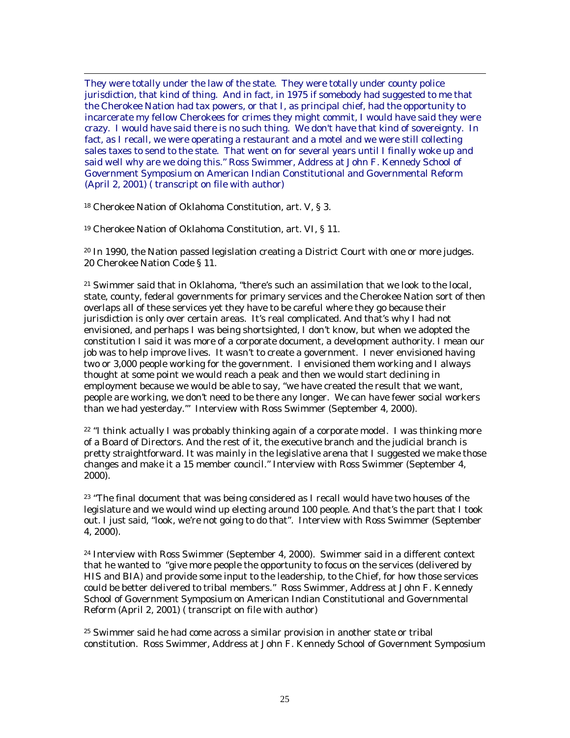They were totally under the law of the state. They were totally under county police jurisdiction, that kind of thing. And in fact, in 1975 if somebody had suggested to me that the Cherokee Nation had tax powers, or that I, as principal chief, had the opportunity to incarcerate my fellow Cherokees for crimes they might commit, I would have said they were crazy. I would have said there is no such thing. We don't have that kind of sovereignty. In fact, as I recall, we were operating a restaurant and a motel and we were still collecting sales taxes to send to the state. That went on for several years until I finally woke up and said well why are we doing this." Ross Swimmer, Address at John F. Kennedy School of Government Symposium on American Indian Constitutional and Governmental Reform (April 2, 2001) ( transcript on file with author)

[18] Cherokee Nation of Oklahoma Constitution, art. V, § 3.

[19] Cherokee Nation of Oklahoma Constitution, art. VI, § 11.

[20] In 1990, the Nation passed legislation creating a District Court with one or more judges. 20 Cherokee Nation Code § 11.

[21] Swimmer said that in Oklahoma, "there's such an assimilation that we look to the local, state, county, federal governments for primary services and the Cherokee Nation sort of then overlaps all of these services yet they have to be careful where they go because their jurisdiction is only over certain areas. It's real complicated. And that's why I had not envisioned, and perhaps I was being shortsighted, I don't know, but when we adopted the constitution I said it was more of a corporate document, a development authority. I mean our job was to help improve lives. It wasn't to create a government. I never envisioned having two or 3,000 people working for the government. I envisioned them working and I always thought at some point we would reach a peak and then we would start declining in employment because we would be able to say, "we have created the result that we want, people are working, we don't need to be there any longer. We can have fewer social workers than we had yesterday."" Interview with Ross Swimmer (September 4, 2000).

[22] "I think actually I was probably thinking again of a corporate model. I was thinking more of a Board of Directors. And the rest of it, the executive branch and the judicial branch is pretty straightforward. It was mainly in the legislative arena that I suggested we make those changes and make it a 15 member council." Interview with Ross Swimmer (September 4, 2000).

[23] "The final document that was being considered as I recall would have two houses of the legislature and we would wind up electing around 100 people. And that's the part that I took out. I just said, "look, we're not going to do that". Interview with Ross Swimmer (September 4, 2000).

[24] Interview with Ross Swimmer (September 4, 2000). Swimmer said in a different context that he wanted to "give more people the opportunity to focus on the services (delivered by HIS and BIA) and provide some input to the leadership, to the Chief, for how those services could be better delivered to tribal members." Ross Swimmer, Address at John F. Kennedy School of Government Symposium on American Indian Constitutional and Governmental Reform (April 2, 2001) ( transcript on file with author)

[25] Swimmer said he had come across a similar provision in another state or tribal constitution. Ross Swimmer, Address at John F. Kennedy School of Government Symposium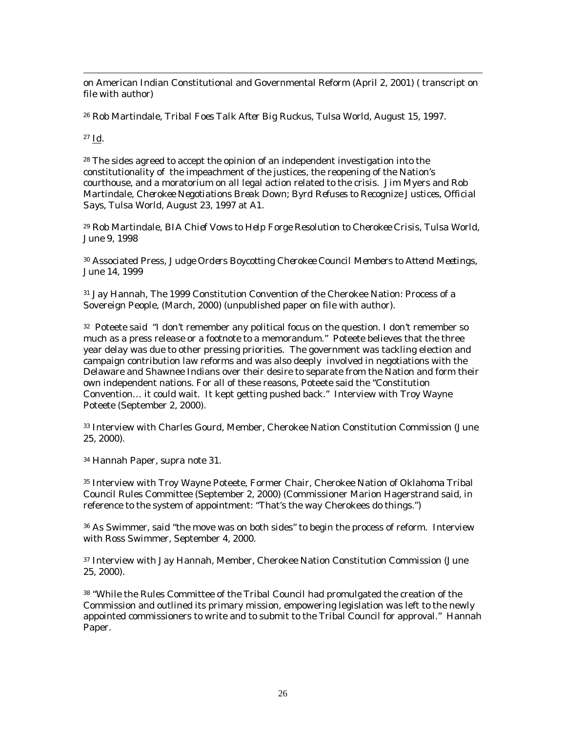on American Indian Constitutional and Governmental Reform (April 2, 2001) ( transcript on file with author)

[26] Rob Martindale, *Tribal Foes Talk After Big Ruckus*, Tulsa World, August 15, 1997.

[27] Id.

[28] The sides agreed to accept the opinion of an independent investigation into the constitutionality of the impeachment of the justices, the reopening of the Nation's courthouse, and a moratorium on all legal action related to the crisis. Jim Myers and Rob Martindale, *Cherokee Negotiations Break Down; Byrd Refuses to Recognize Justices, Official Says*, Tulsa World, August 23, 1997 at A1.

[29] Rob Martindale, *BIA Chief Vows to Help Forge Resolution to Cherokee Crisis*, Tulsa World, June 9, 1998

[30] Associated Press, *Judge Orders Boycotting Cherokee Council Members to Attend Meetings*, June 14, 1999

[31] Jay Hannah, The 1999 Constitution Convention of the Cherokee Nation: Process of a Sovereign People, (March, 2000) (unpublished paper on file with author).

[32] Poteete said "I don't remember any political focus on the question. I don't remember so much as a press release or a footnote to a memorandum." Poteete believes that the three year delay was due to other pressing priorities. The government was tackling election and campaign contribution law reforms and was also deeply involved in negotiations with the Delaware and Shawnee Indians over their desire to separate from the Nation and form their own independent nations. For all of these reasons, Poteete said the "Constitution Convention… it could wait. It kept getting pushed back." Interview with Troy Wayne Poteete (September 2, 2000).

[33] Interview with Charles Gourd, Member, Cherokee Nation Constitution Commission (June 25, 2000).

[34] Hannah Paper, supra note 31.

[35] Interview with Troy Wayne Poteete, Former Chair, Cherokee Nation of Oklahoma Tribal Council Rules Committee (September 2, 2000) (Commissioner Marion Hagerstrand said, in reference to the system of appointment: "That's the way Cherokees do things.")

[36] As Swimmer, said "the move was on both sides" to begin the process of reform. Interview with Ross Swimmer, September 4, 2000.

[37] Interview with Jay Hannah, Member, Cherokee Nation Constitution Commission (June 25, 2000).

[38] "While the Rules Committee of the Tribal Council had promulgated the creation of the Commission and outlined its primary mission, empowering legislation was left to the newly appointed commissioners to write and to submit to the Tribal Council for approval." Hannah Paper.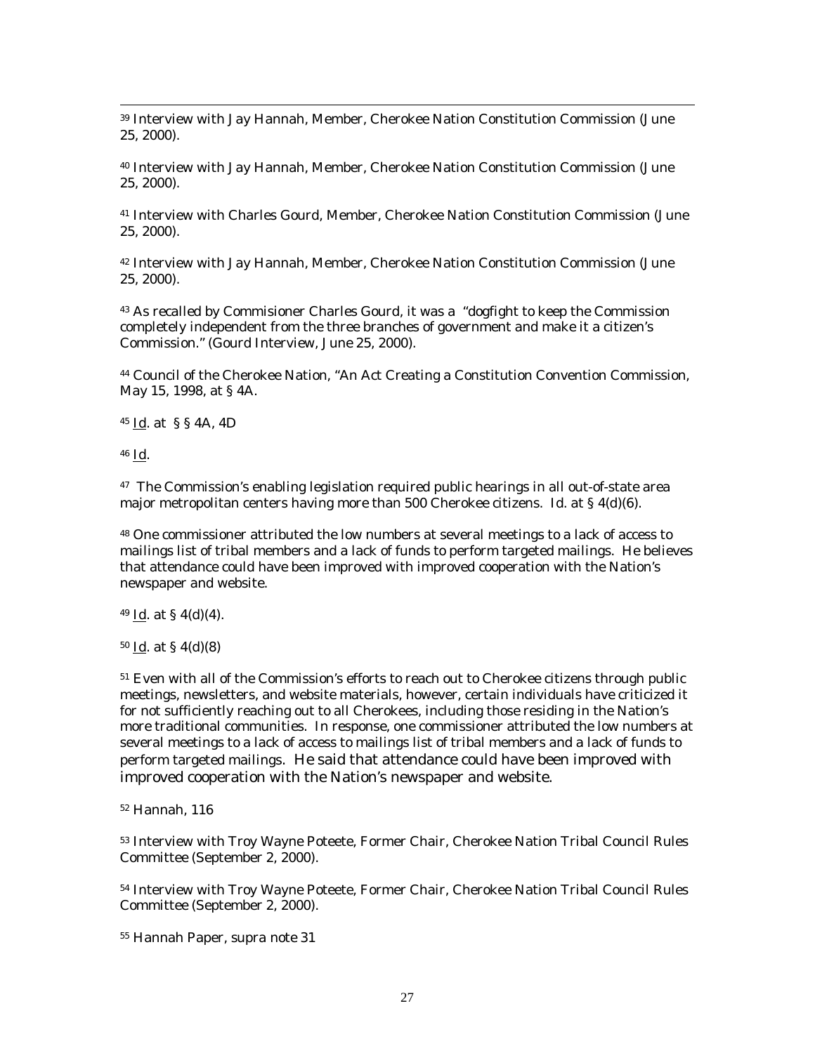[39] Interview with Jay Hannah, Member, Cherokee Nation Constitution Commission (June 25, 2000).

[40] Interview with Jay Hannah, Member, Cherokee Nation Constitution Commission (June 25, 2000).

[41] Interview with Charles Gourd, Member, Cherokee Nation Constitution Commission (June 25, 2000).

[42] Interview with Jay Hannah, Member, Cherokee Nation Constitution Commission (June 25, 2000).

[43] As recalled by Commisioner Charles Gourd, it was a "dogfight to keep the Commission completely independent from the three branches of government and make it a citizen's Commission." (Gourd Interview, June 25, 2000).

[44] Council of the Cherokee Nation, "An Act Creating a Constitution Convention Commission, May 15, 1998, at § 4A.

[45] Id. at § § 4A, 4D

[46] Id.

[47] The Commission's enabling legislation required public hearings in all out-of-state area major metropolitan centers having more than 500 Cherokee citizens. Id. at § 4(d)(6).

[48] One commissioner attributed the low numbers at several meetings to a lack of access to mailings list of tribal members and a lack of funds to perform targeted mailings. He believes that attendance could have been improved with improved cooperation with the Nation's newspaper and website.

[49] Id. at § 4(d)(4).

[50] Id. at § 4(d)(8)

[51] Even with all of the Commission's efforts to reach out to Cherokee citizens through public meetings, newsletters, and website materials, however, certain individuals have criticized it for not sufficiently reaching out to all Cherokees, including those residing in the Nation's more traditional communities. In response, one commissioner attributed the low numbers at several meetings to a lack of access to mailings list of tribal members and a lack of funds to perform targeted mailings. He said that attendance could have been improved with improved cooperation with the Nation's newspaper and website.

[52] Hannah, 116

[53] Interview with Troy Wayne Poteete, Former Chair, Cherokee Nation Tribal Council Rules Committee (September 2, 2000).

[54] Interview with Troy Wayne Poteete, Former Chair, Cherokee Nation Tribal Council Rules Committee (September 2, 2000).

[55] Hannah Paper, supra note 31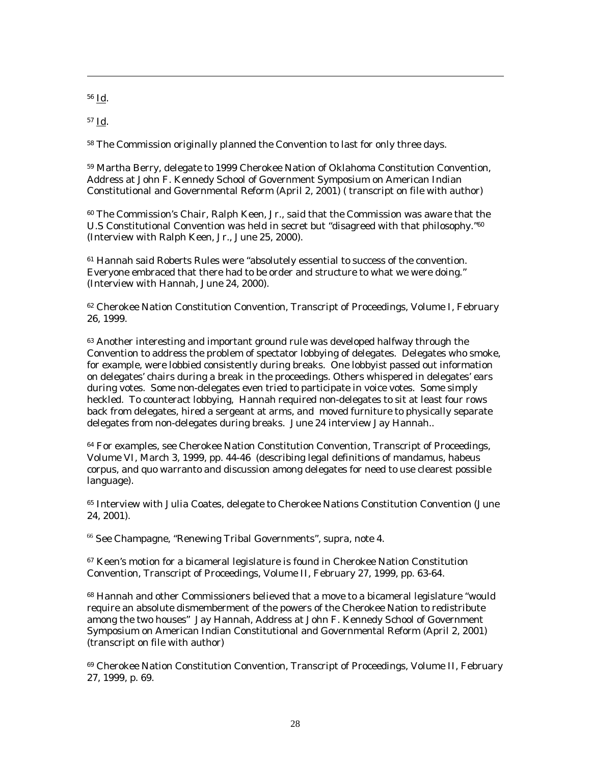[56] Id.

[57] Id.

[58] The Commission originally planned the Convention to last for only three days.

[59] Martha Berry, delegate to 1999 Cherokee Nation of Oklahoma Constitution Convention, Address at John F. Kennedy School of Government Symposium on American Indian Constitutional and Governmental Reform (April 2, 2001) ( transcript on file with author)

[60] The Commission's Chair, Ralph Keen, Jr., said that the Commission was aware that the U.S Constitutional Convention was held in secret but "disagreed with that philosophy."[60] (Interview with Ralph Keen, Jr., June 25, 2000).

[61] Hannah said Roberts Rules were "absolutely essential to success of the convention. Everyone embraced that there had to be order and structure to what we were doing." (Interview with Hannah, June 24, 2000).

[62] Cherokee Nation Constitution Convention, Transcript of Proceedings, Volume I, February 26, 1999.

[63] Another interesting and important ground rule was developed halfway through the Convention to address the problem of spectator lobbying of delegates. Delegates who smoke, for example, were lobbied consistently during breaks. One lobbyist passed out information on delegates' chairs during a break in the proceedings. Others whispered in delegates' ears during votes. Some non-delegates even tried to participate in voice votes. Some simply heckled. To counteract lobbying, Hannah required non-delegates to sit at least four rows back from delegates, hired a sergeant at arms, and moved furniture to physically separate delegates from non-delegates during breaks. June 24 interview Jay Hannah..

[64] For examples, see Cherokee Nation Constitution Convention, Transcript of Proceedings, Volume VI, March 3, 1999, pp. 44-46 (describing legal definitions of mandamus, habeus corpus, and quo warranto and discussion among delegates for need to use clearest possible language).

[65] Interview with Julia Coates, delegate to Cherokee Nations Constitution Convention (June 24, 2001).

[66] See Champagne, "Renewing Tribal Governments", supra, note 4.

[67] Keen's motion for a bicameral legislature is found in Cherokee Nation Constitution Convention, Transcript of Proceedings, Volume II, February 27, 1999, pp. 63-64.

[68] Hannah and other Commissioners believed that a move to a bicameral legislature "would require an absolute dismemberment of the powers of the Cherokee Nation to redistribute among the two houses" Jay Hannah, Address at John F. Kennedy School of Government Symposium on American Indian Constitutional and Governmental Reform (April 2, 2001) (transcript on file with author)

[69] Cherokee Nation Constitution Convention, Transcript of Proceedings, Volume II, February 27, 1999, p. 69.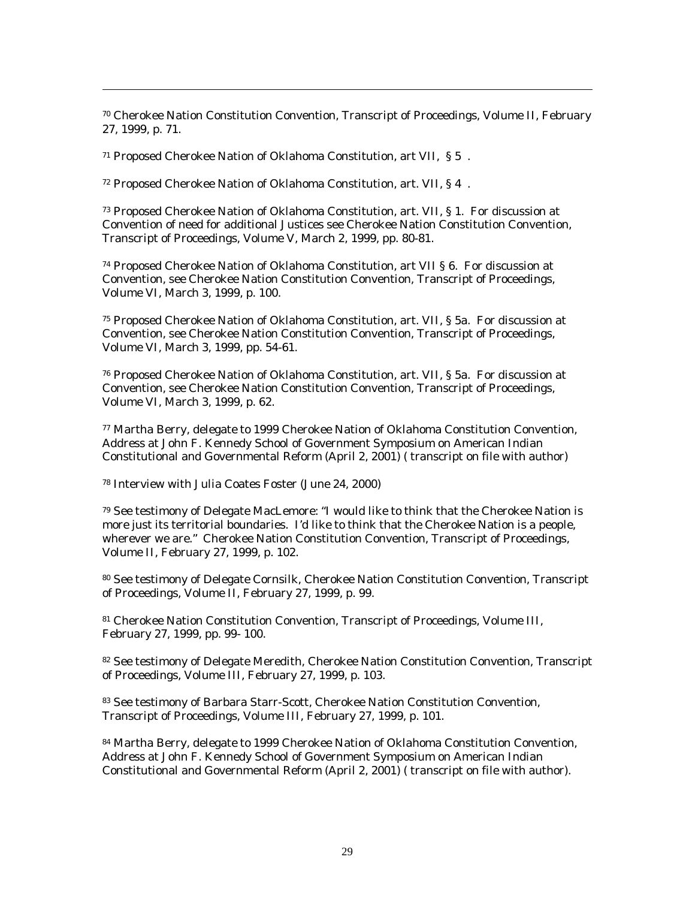[70] Cherokee Nation Constitution Convention, Transcript of Proceedings, Volume II, February 27, 1999, p. 71.

[71] Proposed Cherokee Nation of Oklahoma Constitution, art VII, § 5 .

[72] Proposed Cherokee Nation of Oklahoma Constitution, art. VII, § 4 .

[73] Proposed Cherokee Nation of Oklahoma Constitution, art. VII, § 1. For discussion at Convention of need for additional Justices see Cherokee Nation Constitution Convention, Transcript of Proceedings, Volume V, March 2, 1999, pp. 80-81.

[74] Proposed Cherokee Nation of Oklahoma Constitution, art VII § 6. For discussion at Convention, see Cherokee Nation Constitution Convention, Transcript of Proceedings, Volume VI, March 3, 1999, p. 100.

[75] Proposed Cherokee Nation of Oklahoma Constitution, art. VII, § 5a. For discussion at Convention, see Cherokee Nation Constitution Convention, Transcript of Proceedings, Volume VI, March 3, 1999, pp. 54-61.

[76] Proposed Cherokee Nation of Oklahoma Constitution, art. VII, § 5a. For discussion at Convention, see Cherokee Nation Constitution Convention, Transcript of Proceedings, Volume VI, March 3, 1999, p. 62.

[77] Martha Berry, delegate to 1999 Cherokee Nation of Oklahoma Constitution Convention, Address at John F. Kennedy School of Government Symposium on American Indian Constitutional and Governmental Reform (April 2, 2001) ( transcript on file with author)

[78] Interview with Julia Coates Foster (June 24, 2000)

[79] See testimony of Delegate MacLemore: "I would like to think that the Cherokee Nation is more just its territorial boundaries. I'd like to think that the Cherokee Nation is a people, wherever we are." Cherokee Nation Constitution Convention, Transcript of Proceedings, Volume II, February 27, 1999, p. 102.

[80] See testimony of Delegate Cornsilk, Cherokee Nation Constitution Convention, Transcript of Proceedings, Volume II, February 27, 1999, p. 99.

[81] Cherokee Nation Constitution Convention, Transcript of Proceedings, Volume III, February 27, 1999, pp. 99- 100.

[82] See testimony of Delegate Meredith, Cherokee Nation Constitution Convention, Transcript of Proceedings, Volume III, February 27, 1999, p. 103.

[83] See testimony of Barbara Starr-Scott, Cherokee Nation Constitution Convention, Transcript of Proceedings, Volume III, February 27, 1999, p. 101.

[84] Martha Berry, delegate to 1999 Cherokee Nation of Oklahoma Constitution Convention, Address at John F. Kennedy School of Government Symposium on American Indian Constitutional and Governmental Reform (April 2, 2001) ( transcript on file with author).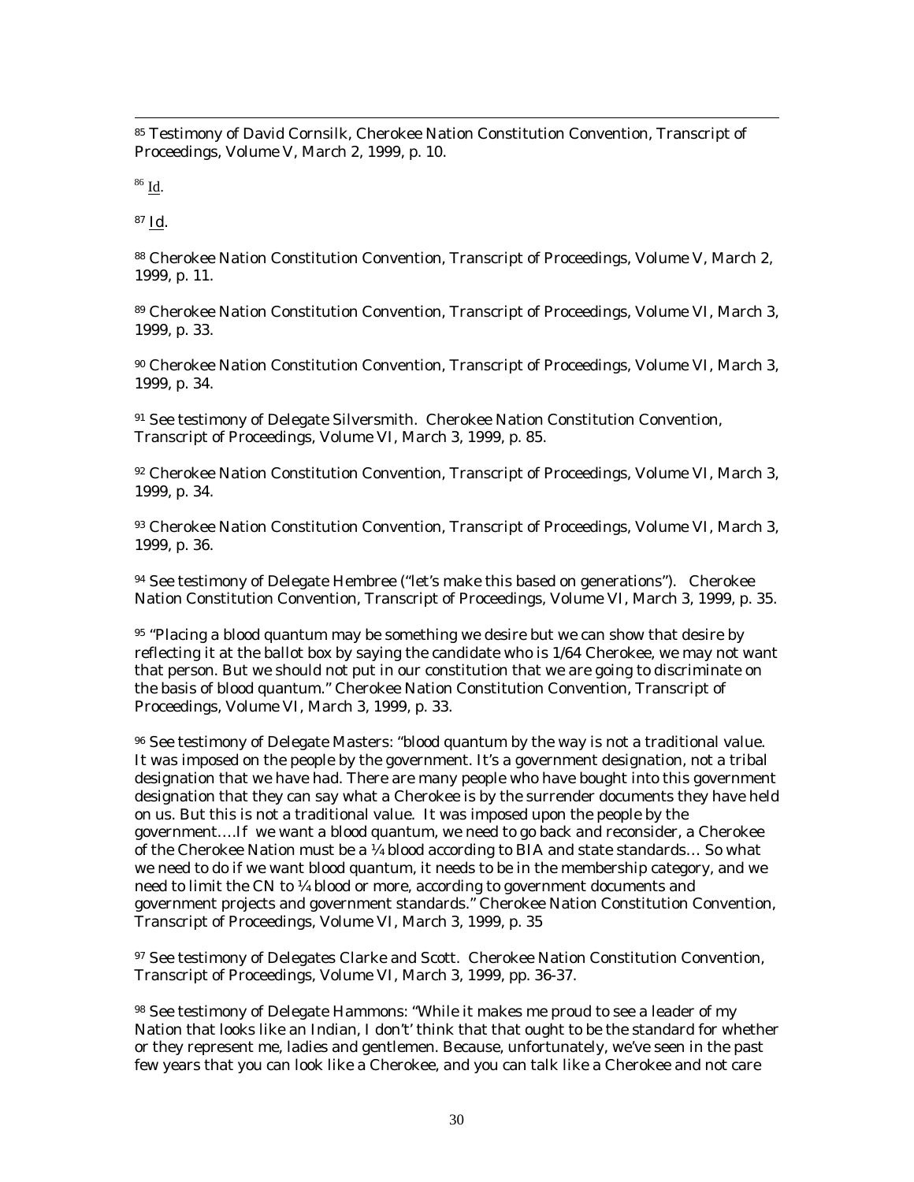[85] Testimony of David Cornsilk, Cherokee Nation Constitution Convention, Transcript of Proceedings, Volume V, March 2, 1999, p. 10.

[86] Id.

[87] Id.

[88] Cherokee Nation Constitution Convention, Transcript of Proceedings, Volume V, March 2, 1999, p. 11.

[89] Cherokee Nation Constitution Convention, Transcript of Proceedings, Volume VI, March 3, 1999, p. 33.

[90] Cherokee Nation Constitution Convention, Transcript of Proceedings, Volume VI, March 3, 1999, p. 34.

[91] See testimony of Delegate Silversmith. Cherokee Nation Constitution Convention, Transcript of Proceedings, Volume VI, March 3, 1999, p. 85.

[92] Cherokee Nation Constitution Convention, Transcript of Proceedings, Volume VI, March 3, 1999, p. 34.

[93] Cherokee Nation Constitution Convention, Transcript of Proceedings, Volume VI, March 3, 1999, p. 36.

[94] See testimony of Delegate Hembree ("let's make this based on generations"). Cherokee Nation Constitution Convention, Transcript of Proceedings, Volume VI, March 3, 1999, p. 35.

[95] "Placing a blood quantum may be something we desire but we can show that desire by reflecting it at the ballot box by saying the candidate who is 1/64 Cherokee, we may not want that person. But we should not put in our constitution that we are going to discriminate on the basis of blood quantum." Cherokee Nation Constitution Convention, Transcript of Proceedings, Volume VI, March 3, 1999, p. 33.

[96] See testimony of Delegate Masters: "blood quantum by the way is not a traditional value. It was imposed on the people by the government. It's a government designation, not a tribal designation that we have had. There are many people who have bought into this government designation that they can say what a Cherokee is by the surrender documents they have held on us. But this is not a traditional value. It was imposed upon the people by the government….If we want a blood quantum, we need to go back and reconsider, a Cherokee of the Cherokee Nation must be a ¼ blood according to BIA and state standards… So what we need to do if we want blood quantum, it needs to be in the membership category, and we need to limit the CN to ¼ blood or more, according to government documents and government projects and government standards." Cherokee Nation Constitution Convention, Transcript of Proceedings, Volume VI, March 3, 1999, p. 35

[97] See testimony of Delegates Clarke and Scott. Cherokee Nation Constitution Convention, Transcript of Proceedings, Volume VI, March 3, 1999, pp. 36-37.

[98] See testimony of Delegate Hammons: "While it makes me proud to see a leader of my Nation that looks like an Indian, I don't' think that that ought to be the standard for whether or they represent me, ladies and gentlemen. Because, unfortunately, we've seen in the past few years that you can look like a Cherokee, and you can talk like a Cherokee and not care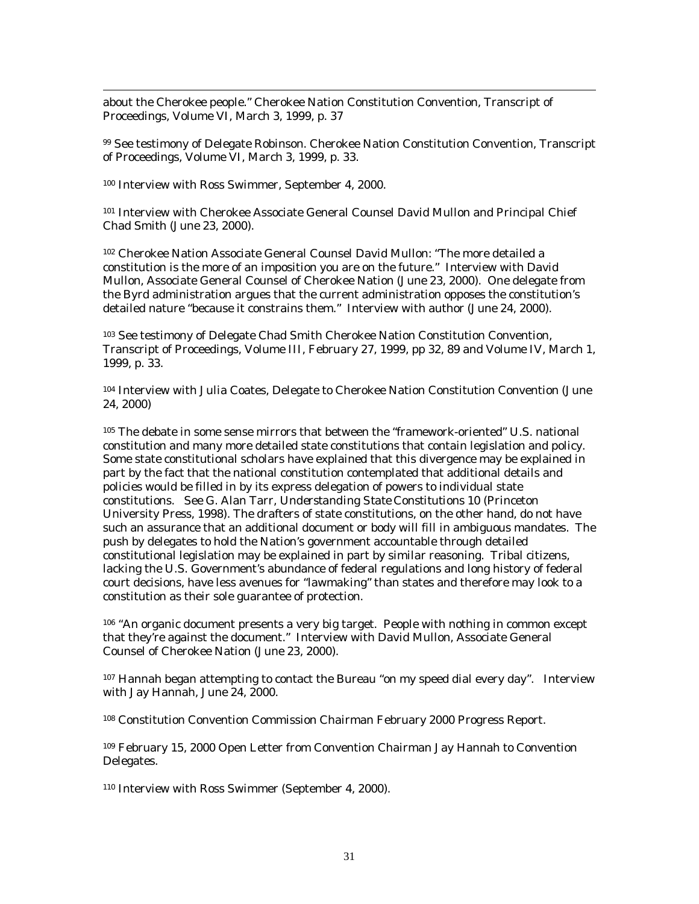about the Cherokee people." Cherokee Nation Constitution Convention, Transcript of Proceedings, Volume VI, March 3, 1999, p. 37

[99] See testimony of Delegate Robinson. Cherokee Nation Constitution Convention, Transcript of Proceedings, Volume VI, March 3, 1999, p. 33.

[100] Interview with Ross Swimmer, September 4, 2000.

[101] Interview with Cherokee Associate General Counsel David Mullon and Principal Chief Chad Smith (June 23, 2000).

[102] Cherokee Nation Associate General Counsel David Mullon: "The more detailed a constitution is the more of an imposition you are on the future." Interview with David Mullon, Associate General Counsel of Cherokee Nation (June 23, 2000). One delegate from the Byrd administration argues that the current administration opposes the constitution's detailed nature "because it constrains them." Interview with author (June 24, 2000).

[103] See testimony of Delegate Chad Smith Cherokee Nation Constitution Convention, Transcript of Proceedings, Volume III, February 27, 1999, pp 32, 89 and Volume IV, March 1, 1999, p. 33.

[104] Interview with Julia Coates, Delegate to Cherokee Nation Constitution Convention (June 24, 2000)

[105] The debate in some sense mirrors that between the "framework-oriented" U.S. national constitution and many more detailed state constitutions that contain legislation and policy. Some state constitutional scholars have explained that this divergence may be explained in part by the fact that the national constitution contemplated that additional details and policies would be filled in by its express delegation of powers to individual state constitutions. See G. Alan Tarr, *Understanding State Constitutions* 10 (Princeton University Press, 1998). The drafters of state constitutions, on the other hand, do not have such an assurance that an additional document or body will fill in ambiguous mandates. The push by delegates to hold the Nation's government accountable through detailed constitutional legislation may be explained in part by similar reasoning. Tribal citizens, lacking the U.S. Government's abundance of federal regulations and long history of federal court decisions, have less avenues for "lawmaking" than states and therefore may look to a constitution as their sole guarantee of protection.

[106] "An organic document presents a very big target. People with nothing in common except that they're against the document." Interview with David Mullon, Associate General Counsel of Cherokee Nation (June 23, 2000).

[107] Hannah began attempting to contact the Bureau "on my speed dial every day". Interview with Jay Hannah, June 24, 2000.

[108] Constitution Convention Commission Chairman February 2000 Progress Report.

[109] February 15, 2000 Open Letter from Convention Chairman Jay Hannah to Convention Delegates.

[110] Interview with Ross Swimmer (September 4, 2000).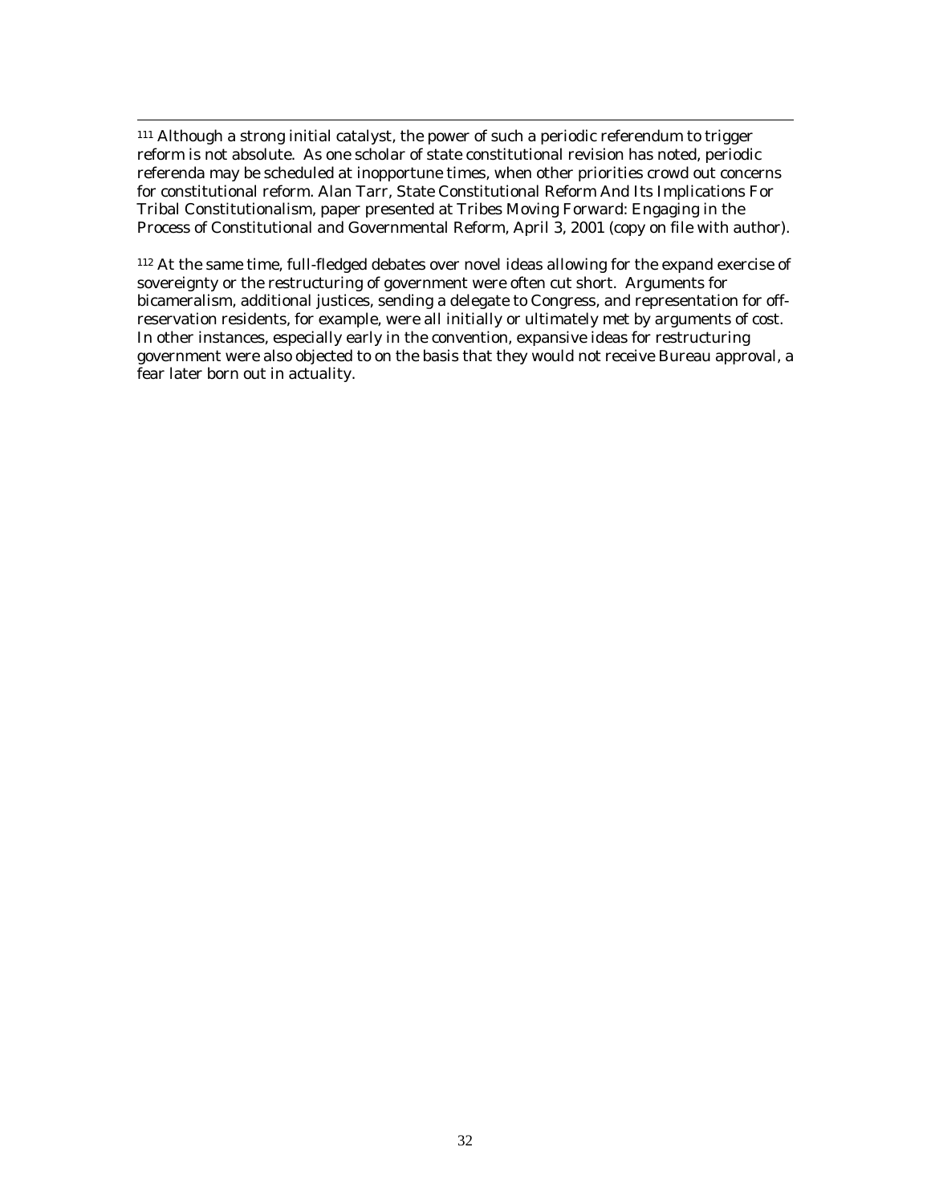[111] Although a strong initial catalyst, the power of such a periodic referendum to trigger reform is not absolute. As one scholar of state constitutional revision has noted, periodic referenda may be scheduled at inopportune times, when other priorities crowd out concerns for constitutional reform. Alan Tarr, State Constitutional Reform And Its Implications For Tribal Constitutionalism, paper presented at Tribes Moving Forward: Engaging in the Process of Constitutional and Governmental Reform, April 3, 2001 (copy on file with author).

[112] At the same time, full-fledged debates over novel ideas allowing for the expand exercise of sovereignty or the restructuring of government were often cut short. Arguments for bicameralism, additional justices, sending a delegate to Congress, and representation for off-reservation residents, for example, were all initially or ultimately met by arguments of cost. In other instances, especially early in the convention, expansive ideas for restructuring government were also objected to on the basis that they would not receive Bureau approval, a fear later born out in actuality.